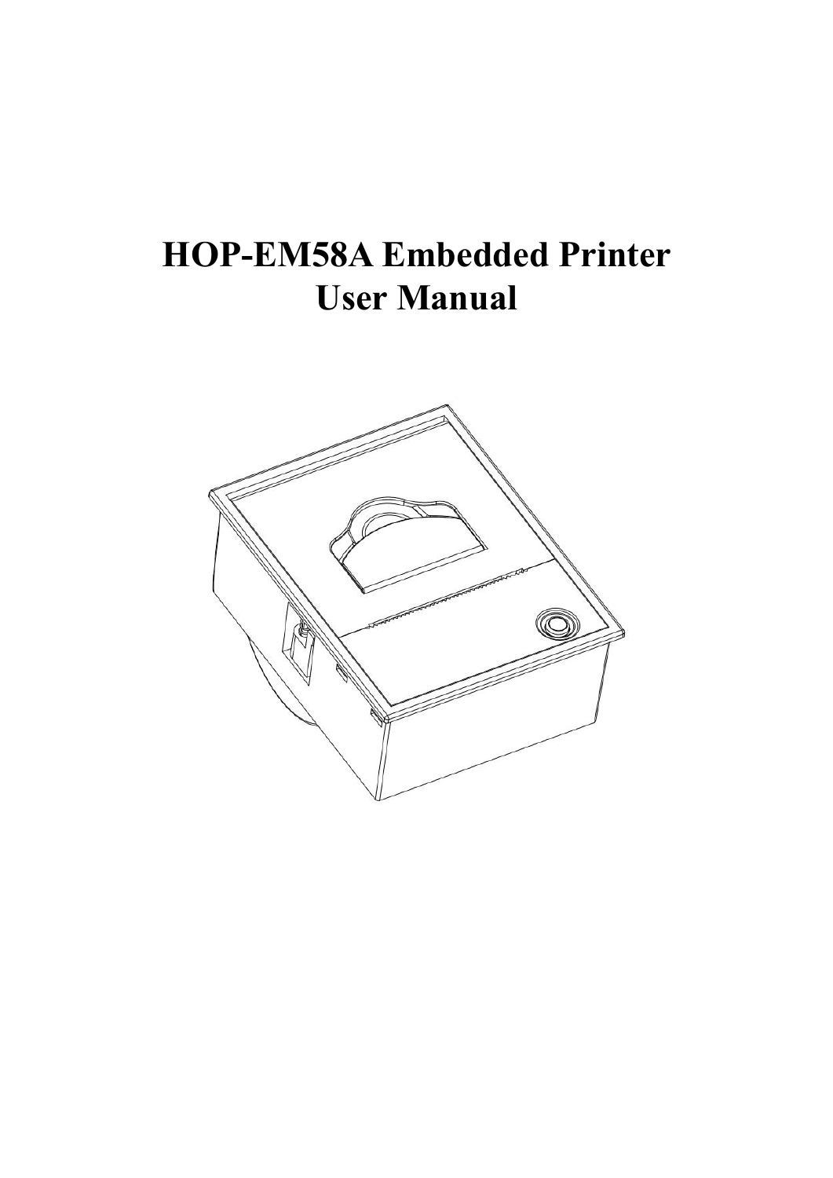# HOP-EM58A Embedded Printer User Manual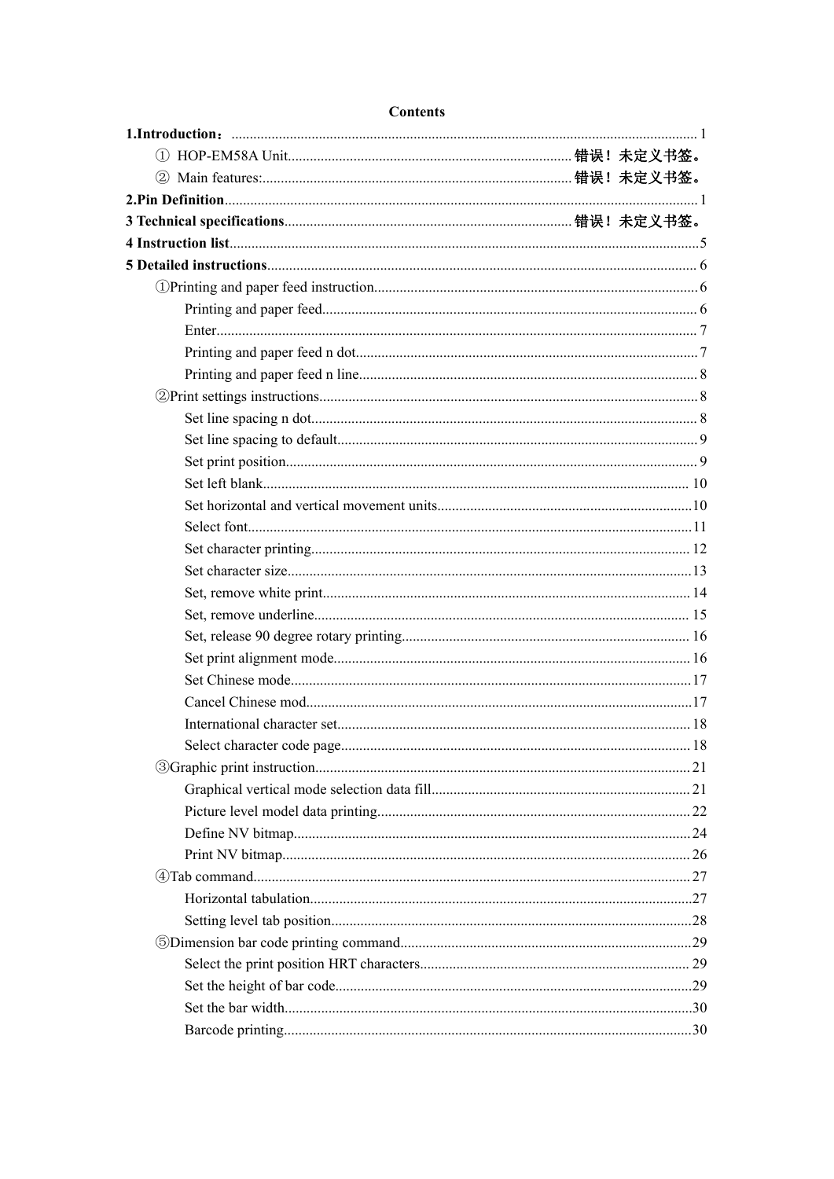# Contents

**1.Introduction：** ........................................................................................................................ 1

① HOP-EM58A Unit........................................................................ 错误！未定义书签。

② Main features:.............................................................................. 错误！未定义书签。

**2.Pin Definition**.............................................................................................................................. 1

**3 Technical specifications**........................................................................ 错误！未定义书签。

**4 Instruction list**............................................................................................................................. 5

**5 Detailed instructions**.................................................................................................................... 6

①Printing and paper feed instruction.................................................................................... 6

Printing and paper feed.................................................................................................. 6

Enter............................................................................................................................... 7

Printing and paper feed n dot......................................................................................... 7

Printing and paper feed n line........................................................................................ 8

②Print settings instructions.................................................................................................... 8

Set line spacing n dot..................................................................................................... 8

Set line spacing to default.............................................................................................. 9

Set print position............................................................................................................ 9

Set left blank................................................................................................................ 10

Set horizontal and vertical movement units.................................................................10

Select font.....................................................................................................................11

Set character printing................................................................................................... 12

Set character size..........................................................................................................13

Set, remove white print................................................................................................ 14

Set, remove underline.................................................................................................. 15

Set, release 90 degree rotary printing.......................................................................... 16

Set print alignment mode............................................................................................. 16

Set Chinese mode.........................................................................................................17

Cancel Chinese mod.....................................................................................................17

International character set............................................................................................. 18

Select character code page............................................................................................ 18

③Graphic print instruction.................................................................................................. 21

Graphical vertical mode selection data fill................................................................... 21

Picture level model data printing................................................................................. 22

Define NV bitmap........................................................................................................ 24

Print NV bitmap........................................................................................................... 26

④Tab command.................................................................................................................. 27

Horizontal tabulation....................................................................................................27

Setting level tab position..............................................................................................28

⑤Dimension bar code printing command...........................................................................29

Select the print position HRT characters...................................................................... 29

Set the height of bar code.............................................................................................29

Set the bar width...........................................................................................................30

Barcode printing...........................................................................................................30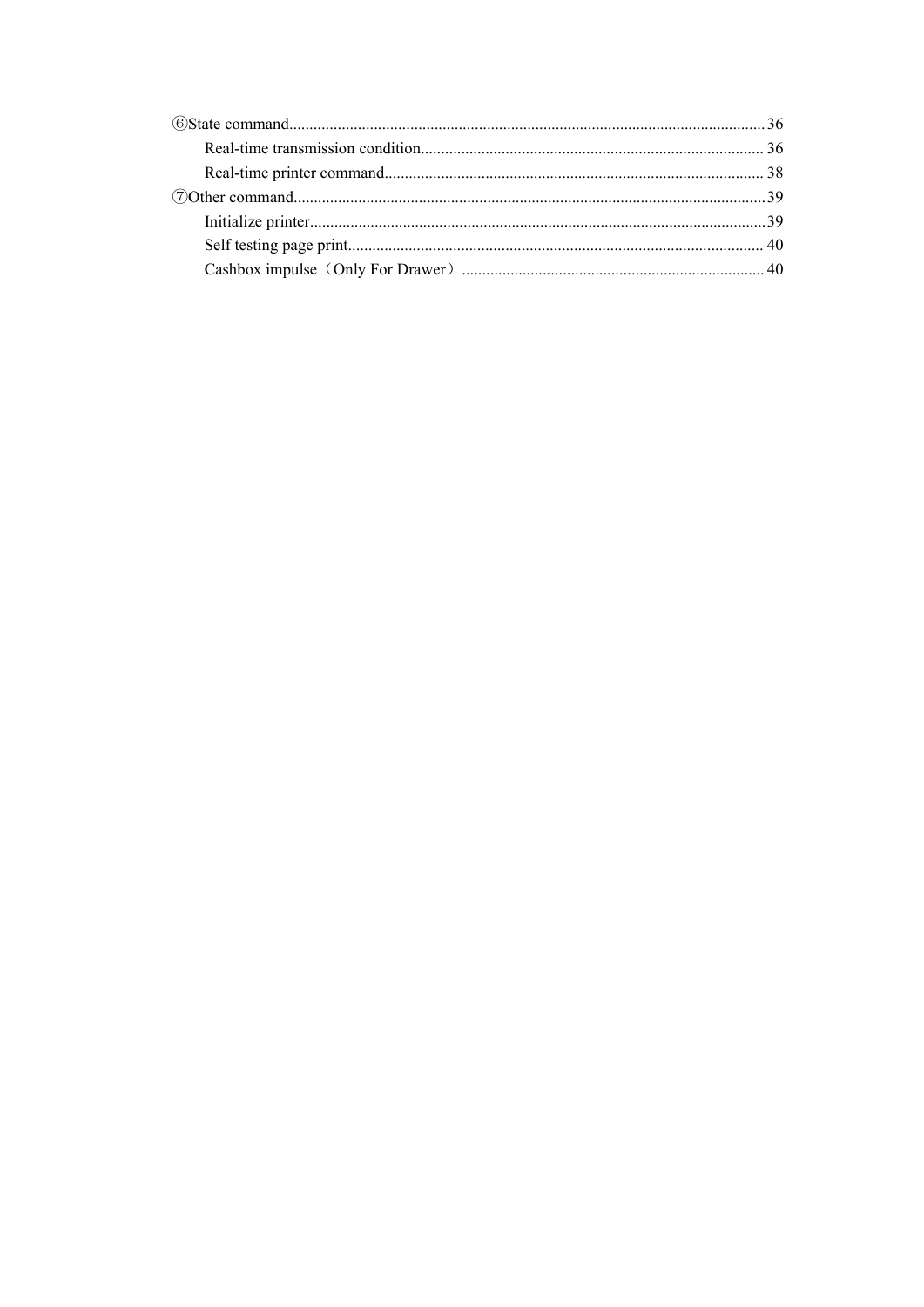⑥State command......36

- Real-time transmission condition......36
- Real-time printer command......38

⑦Other command......39

- Initialize printer......39
- Self testing page print......40
- Cashbox impulse（Only For Drawer）......40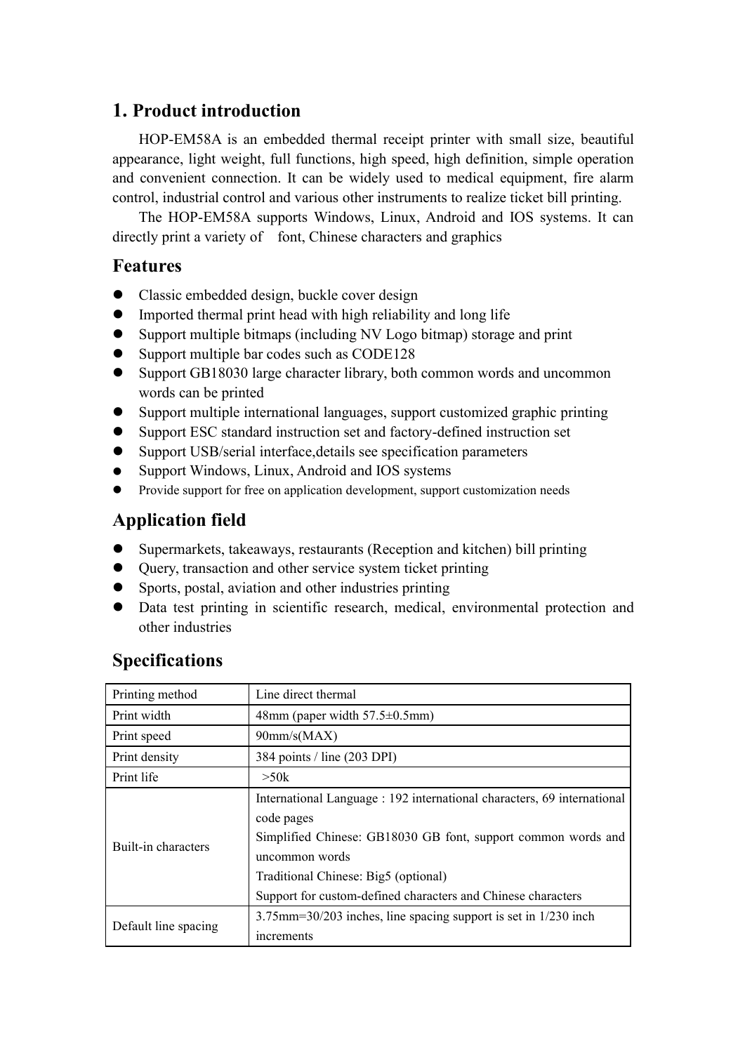## 1. Product introduction

HOP-EM58A is an embedded thermal receipt printer with small size, beautiful appearance, light weight, full functions, high speed, high definition, simple operation and convenient connection. It can be widely used to medical equipment, fire alarm control, industrial control and various other instruments to realize ticket bill printing.

The HOP-EM58A supports Windows, Linux, Android and IOS systems. It can directly print a variety of font, Chinese characters and graphics

### Features

- Classic embedded design, buckle cover design
- Imported thermal print head with high reliability and long life
- Support multiple bitmaps (including NV Logo bitmap) storage and print
- Support multiple bar codes such as CODE128
- Support GB18030 large character library, both common words and uncommon words can be printed
- Support multiple international languages, support customized graphic printing
- Support ESC standard instruction set and factory-defined instruction set
- Support USB/serial interface,details see specification parameters
- Support Windows, Linux, Android and IOS systems
- Provide support for free on application development, support customization needs

### Application field

- Supermarkets, takeaways, restaurants (Reception and kitchen) bill printing
- Query, transaction and other service system ticket printing
- Sports, postal, aviation and other industries printing
- Data test printing in scientific research, medical, environmental protection and other industries

### Specifications

| Printing method | Line direct thermal |
|---|---|
| Print width | 48mm (paper width 57.5±0.5mm) |
| Print speed | 90mm/s(MAX) |
| Print density | 384 points / line (203 DPI) |
| Print life | >50k |
| Built-in characters | International Language : 192 international characters, 69 international code pages<br>Simplified Chinese: GB18030 GB font, support common words and uncommon words<br>Traditional Chinese: Big5 (optional)<br>Support for custom-defined characters and Chinese characters |
| Default line spacing | 3.75mm=30/203 inches, line spacing support is set in 1/230 inch increments |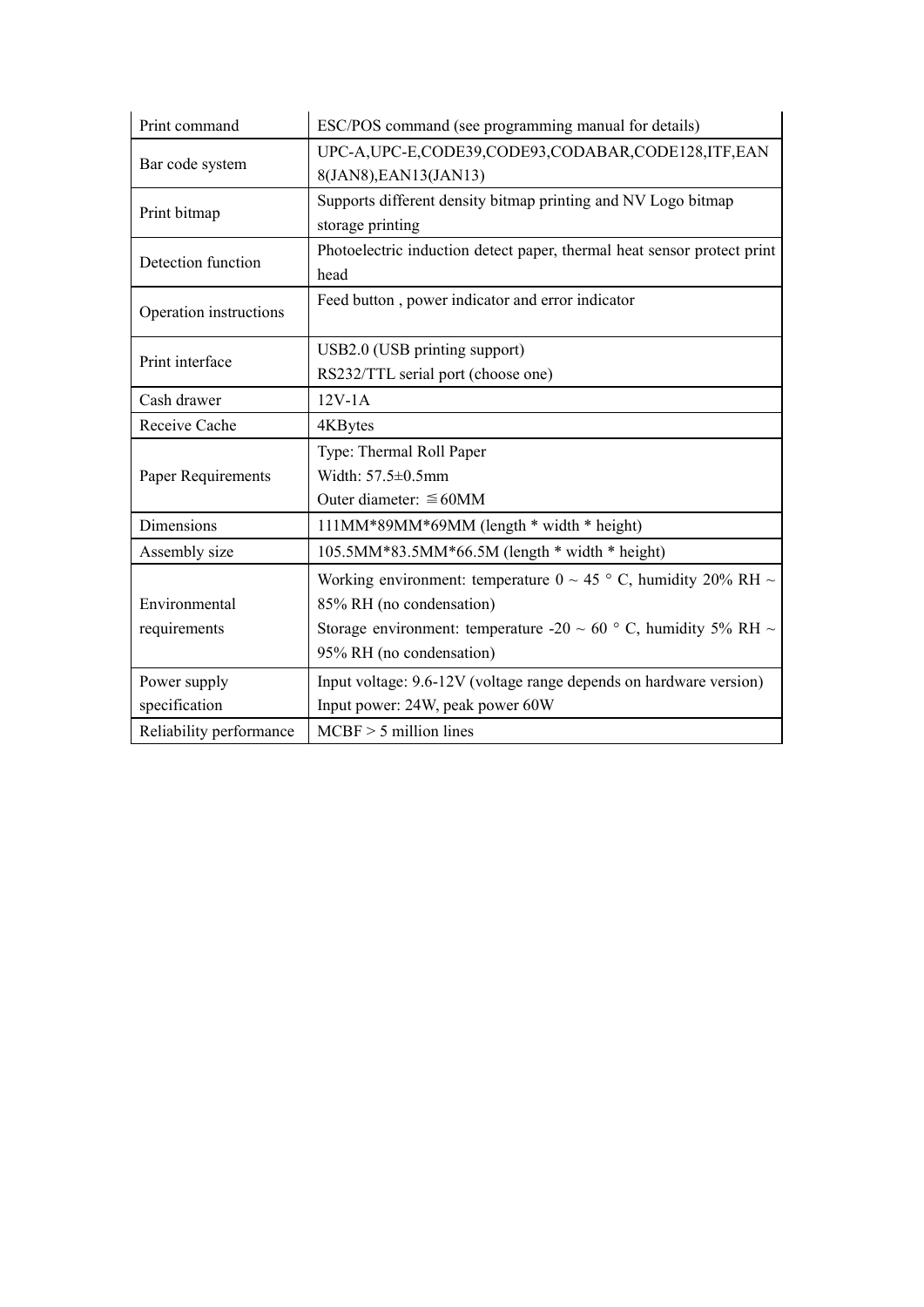| Print command | ESC/POS command (see programming manual for details) |
|---|---|
| Bar code system | UPC-A,UPC-E,CODE39,CODE93,CODABAR,CODE128,ITF,EAN 8(JAN8),EAN13(JAN13) |
| Print bitmap | Supports different density bitmap printing and NV Logo bitmap storage printing |
| Detection function | Photoelectric induction detect paper, thermal heat sensor protect print head |
| Operation instructions | Feed button , power indicator and error indicator |
| Print interface | USB2.0 (USB printing support)<br>RS232/TTL serial port (choose one) |
| Cash drawer | 12V-1A |
| Receive Cache | 4KBytes |
| Paper Requirements | Type: Thermal Roll Paper<br>Width: 57.5±0.5mm<br>Outer diameter: ≦60MM |
| Dimensions | 111MM*89MM*69MM (length * width * height) |
| Assembly size | 105.5MM*83.5MM*66.5M (length * width * height) |
| Environmental requirements | Working environment: temperature 0 ~ 45 ° C, humidity 20% RH ~ 85% RH (no condensation)<br>Storage environment: temperature -20 ~ 60 ° C, humidity 5% RH ~ 95% RH (no condensation) |
| Power supply specification | Input voltage: 9.6-12V (voltage range depends on hardware version)<br>Input power: 24W, peak power 60W |
| Reliability performance | MCBF > 5 million lines |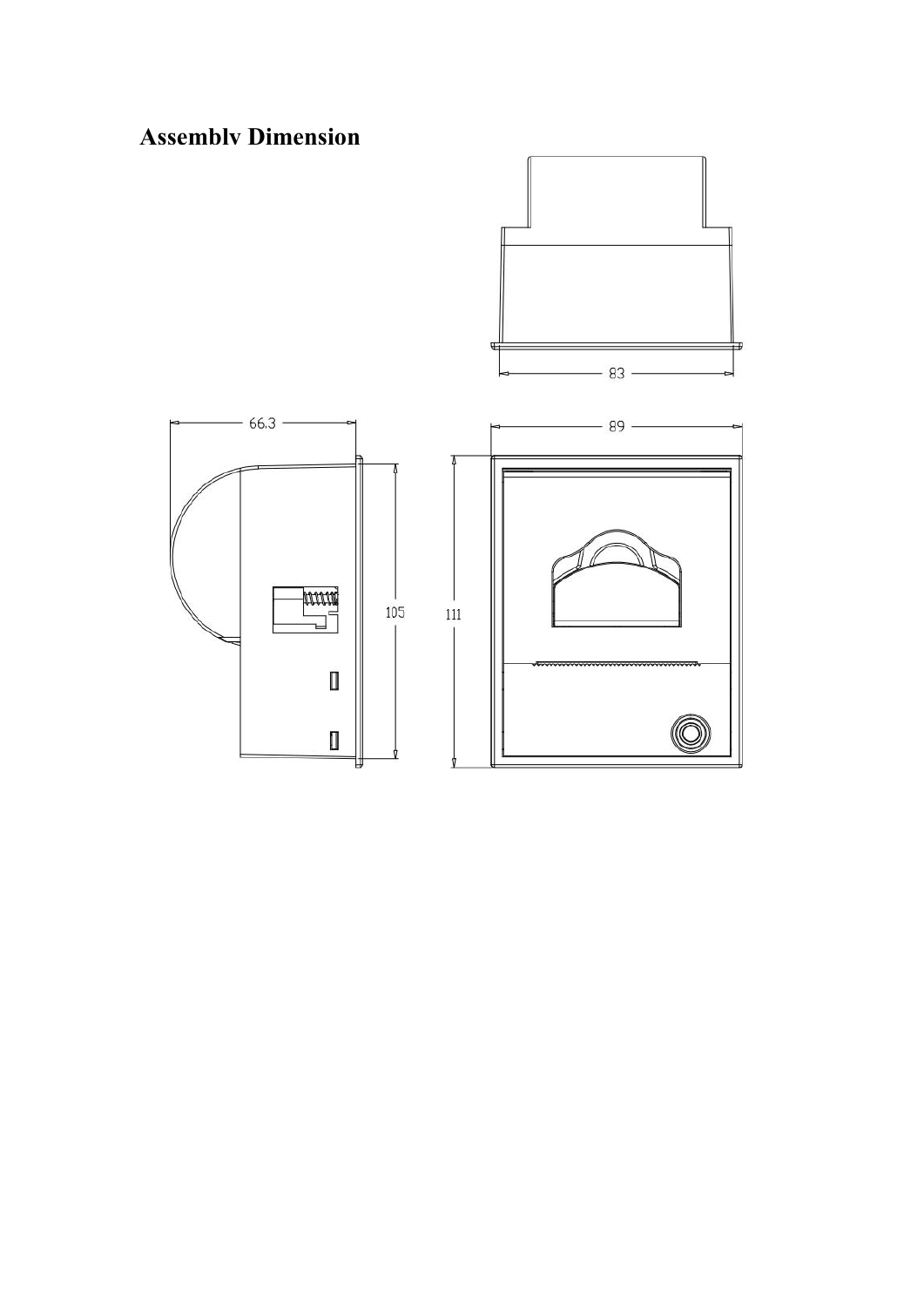## Assembly Dimension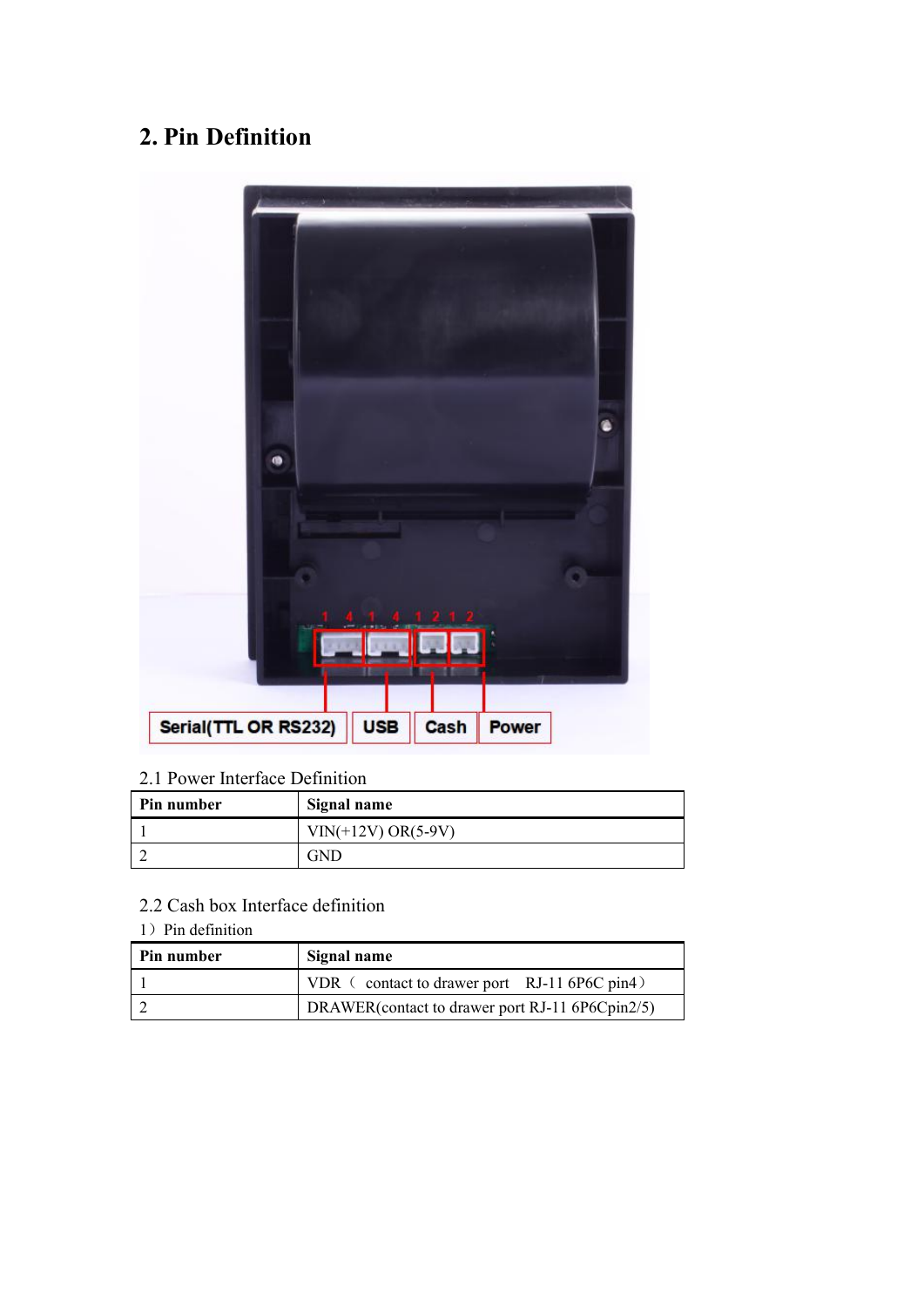## 2. Pin Definition

2.1 Power Interface Definition

| Pin number | Signal name |
|---|---|
| 1 | VIN(+12V) OR(5-9V) |
| 2 | GND |

2.2 Cash box Interface definition

1）Pin definition

| Pin number | Signal name |
|---|---|
| 1 | VDR（ contact to drawer port RJ-11 6P6C pin4） |
| 2 | DRAWER(contact to drawer port RJ-11 6P6Cpin2/5) |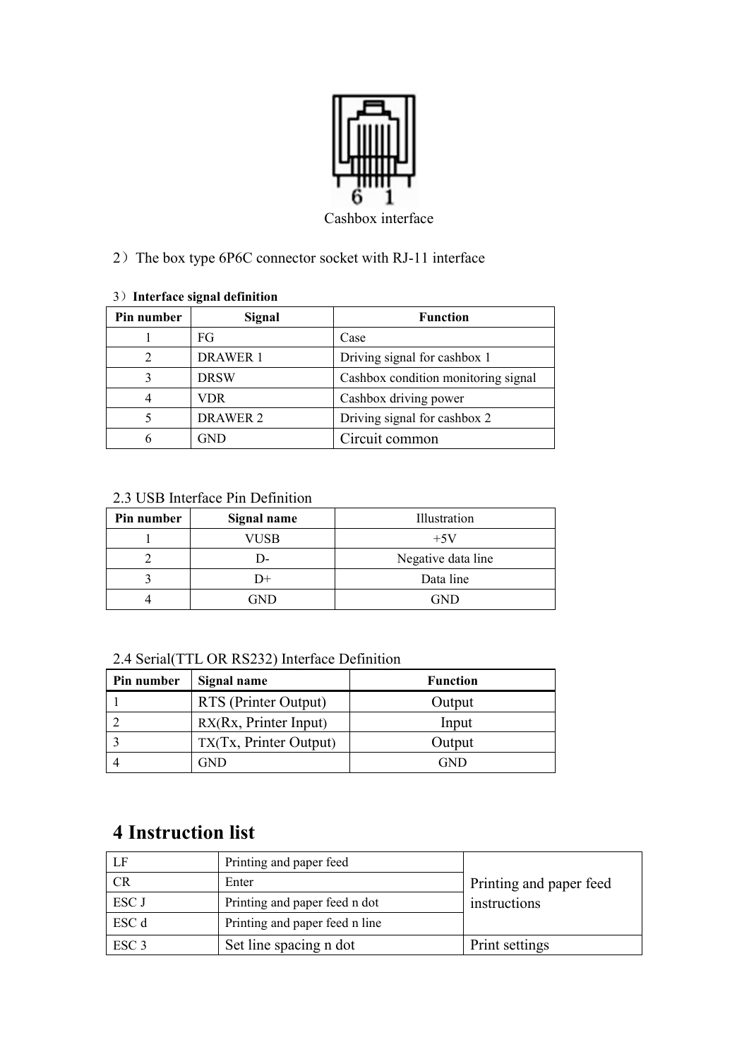Cashbox interface

2）The box type 6P6C connector socket with RJ-11 interface

3）**Interface signal definition**

| Pin number | Signal | Function |
|---|---|---|
| 1 | FG | Case |
| 2 | DRAWER 1 | Driving signal for cashbox 1 |
| 3 | DRSW | Cashbox condition monitoring signal |
| 4 | VDR | Cashbox driving power |
| 5 | DRAWER 2 | Driving signal for cashbox 2 |
| 6 | GND | Circuit common |

2.3 USB Interface Pin Definition

| Pin number | Signal name | Illustration |
|---|---|---|
| 1 | VUSB | +5V |
| 2 | D- | Negative data line |
| 3 | D+ | Data line |
| 4 | GND | GND |

2.4 Serial(TTL OR RS232) Interface Definition

| Pin number | Signal name | Function |
|---|---|---|
| 1 | RTS (Printer Output) | Output |
| 2 | RX(Rx, Printer Input) | Input |
| 3 | TX(Tx, Printer Output) | Output |
| 4 | GND | GND |

# 4 Instruction list

| | | |
|---|---|---|
| LF | Printing and paper feed | Printing and paper feed instructions |
| CR | Enter | |
| ESC J | Printing and paper feed n dot | |
| ESC d | Printing and paper feed n line | |
| ESC 3 | Set line spacing n dot | Print settings |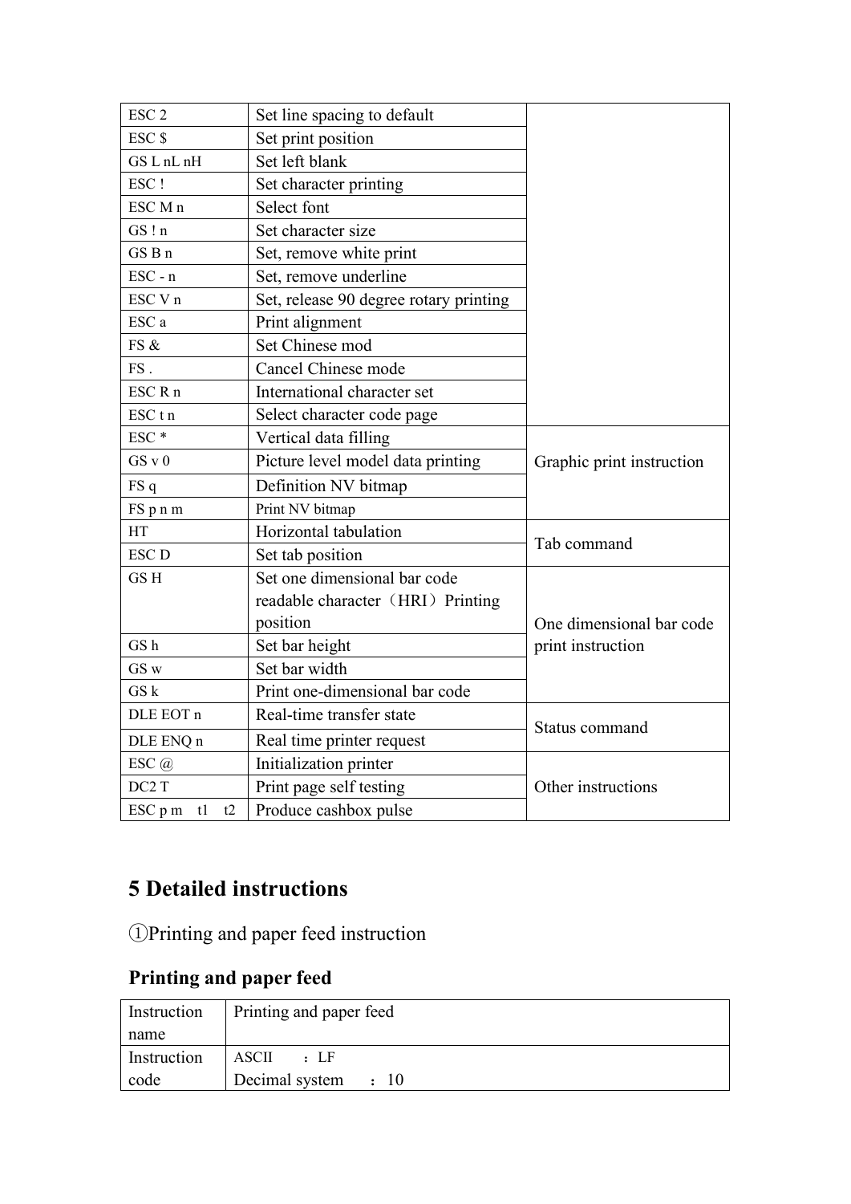| | | |
|---|---|---|
| ESC 2 | Set line spacing to default | |
| ESC $ | Set print position | |
| GS L nL nH | Set left blank | |
| ESC ! | Set character printing | |
| ESC M n | Select font | |
| GS ! n | Set character size | |
| GS B n | Set, remove white print | |
| ESC - n | Set, remove underline | |
| ESC V n | Set, release 90 degree rotary printing | |
| ESC a | Print alignment | |
| FS & | Set Chinese mod | |
| FS . | Cancel Chinese mode | |
| ESC R n | International character set | |
| ESC t n | Select character code page | |
| ESC * | Vertical data filling | Graphic print instruction |
| GS v 0 | Picture level model data printing | |
| FS q | Definition NV bitmap | |
| FS p n m | Print NV bitmap | |
| HT | Horizontal tabulation | Tab command |
| ESC D | Set tab position | |
| GS H | Set one dimensional bar code readable character（HRI）Printing position | One dimensional bar code print instruction |
| GS h | Set bar height | |
| GS w | Set bar width | |
| GS k | Print one-dimensional bar code | |
| DLE EOT n | Real-time transfer state | Status command |
| DLE ENQ n | Real time printer request | |
| ESC @ | Initialization printer | Other instructions |
| DC2 T | Print page self testing | |
| ESC p m t1 t2 | Produce cashbox pulse | |

# 5 Detailed instructions

①Printing and paper feed instruction

## Printing and paper feed

| | |
|---|---|
| Instruction name | Printing and paper feed |
| Instruction code | ASCII ：LF<br>Decimal system ：10 |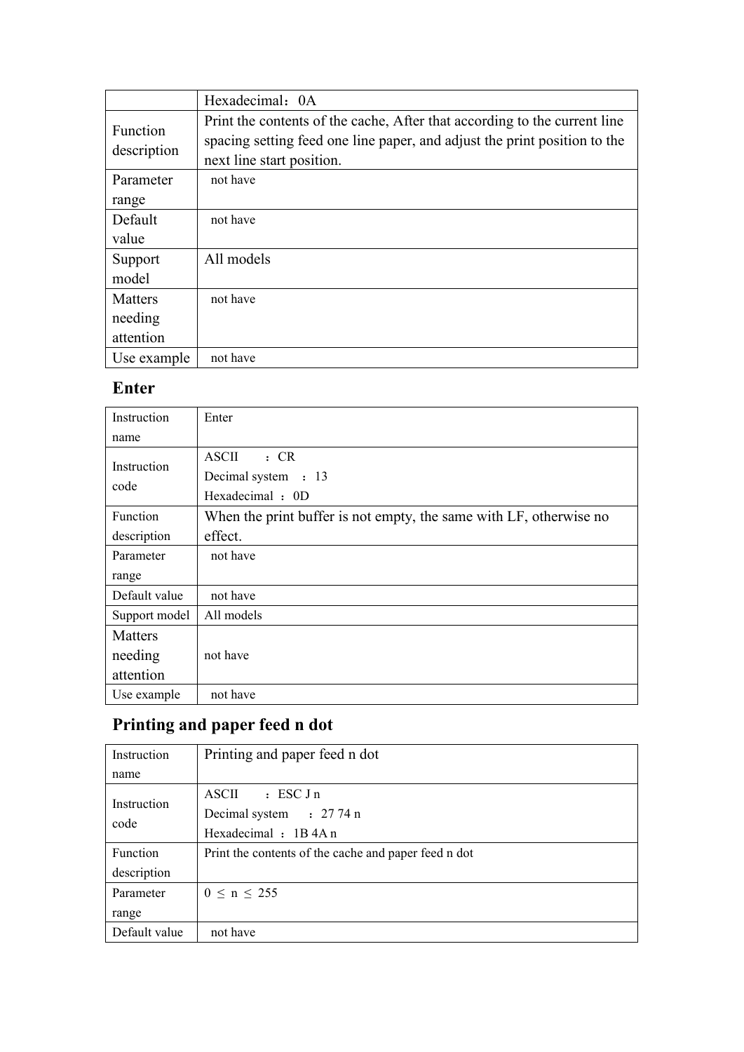|  | Hexadecimal：0A |
| --- | --- |
| Function description | Print the contents of the cache, After that according to the current line spacing setting feed one line paper, and adjust the print position to the next line start position. |
| Parameter range | not have |
| Default value | not have |
| Support model | All models |
| Matters needing attention | not have |
| Use example | not have |

## Enter

| Instruction name | Enter |
| --- | --- |
| Instruction code | ASCII ：CR<br>Decimal system ：13<br>Hexadecimal ：0D |
| Function description | When the print buffer is not empty, the same with LF, otherwise no effect. |
| Parameter range | not have |
| Default value | not have |
| Support model | All models |
| Matters needing attention | not have |
| Use example | not have |

## Printing and paper feed n dot

| Instruction name | Printing and paper feed n dot |
| --- | --- |
| Instruction code | ASCII ：ESC J n<br>Decimal system ：27 74 n<br>Hexadecimal ：1B 4A n |
| Function description | Print the contents of the cache and paper feed n dot |
| Parameter range | $0 \leq n \leq 255$ |
| Default value | not have |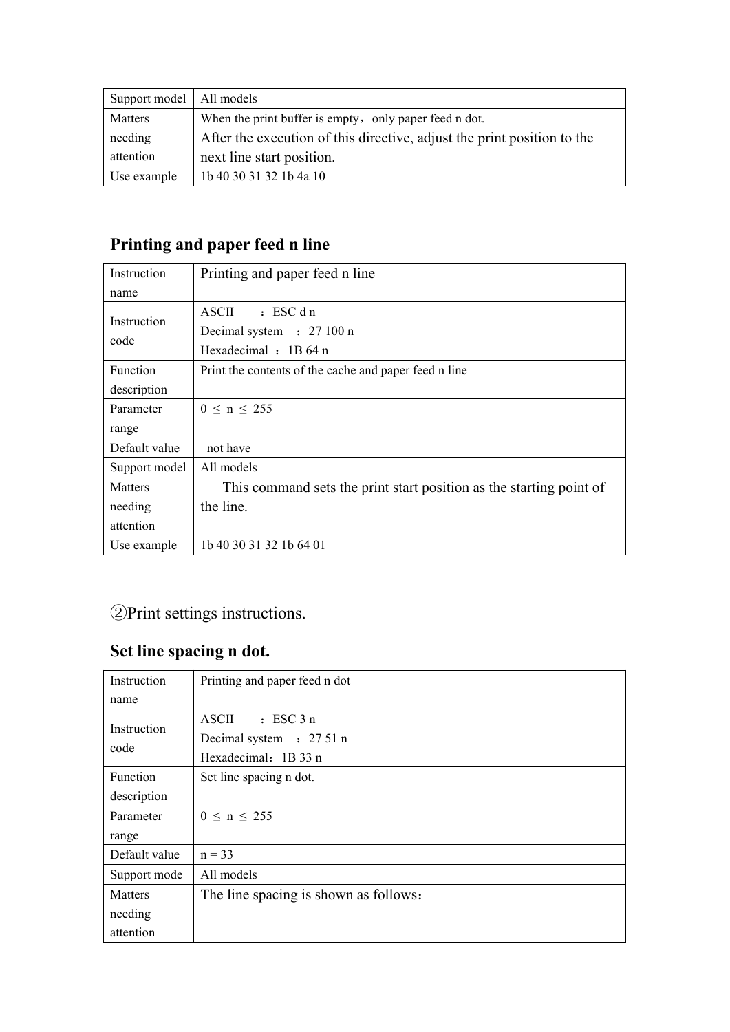| Support model | All models |
|---|---|
| Matters needing attention | When the print buffer is empty，only paper feed n dot.<br>After the execution of this directive, adjust the print position to the next line start position. |
| Use example | 1b 40 30 31 32 1b 4a 10 |

## Printing and paper feed n line

| Instruction name | Printing and paper feed n line |
|---|---|
| Instruction code | ASCII ：ESC d n<br>Decimal system ：27 100 n<br>Hexadecimal ：1B 64 n |
| Function description | Print the contents of the cache and paper feed n line |
| Parameter range | 0 ≤ n ≤ 255 |
| Default value | not have |
| Support model | All models |
| Matters needing attention | This command sets the print start position as the starting point of the line. |
| Use example | 1b 40 30 31 32 1b 64 01 |

②Print settings instructions.

## Set line spacing n dot.

| Instruction name | Printing and paper feed n dot |
|---|---|
| Instruction code | ASCII ：ESC 3 n<br>Decimal system ：27 51 n<br>Hexadecimal：1B 33 n |
| Function description | Set line spacing n dot. |
| Parameter range | 0 ≤ n ≤ 255 |
| Default value | n = 33 |
| Support mode | All models |
| Matters needing attention | The line spacing is shown as follows： |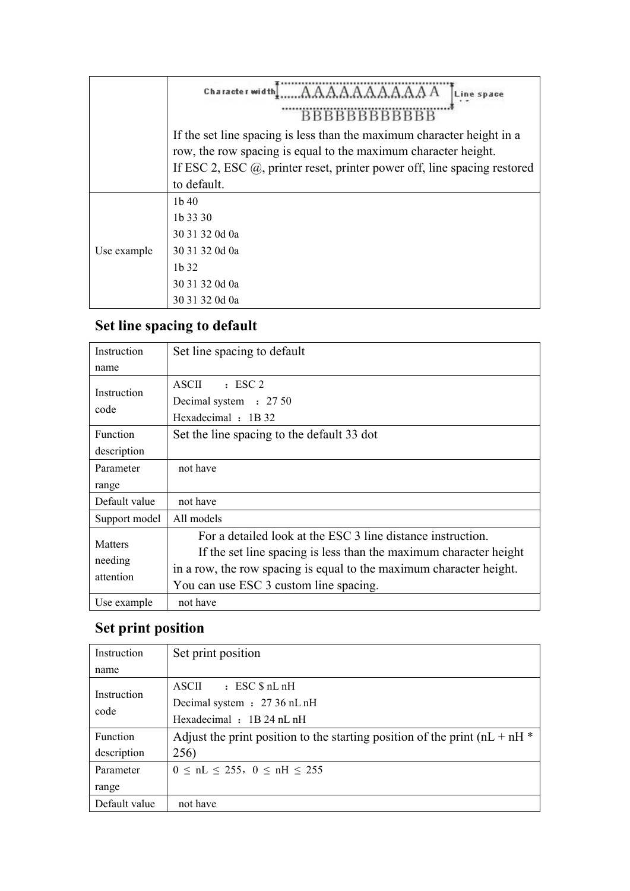| | |
|---|---|
| | Character width AAAAAAAAAAA Line space BBBBBBBBBBBB<br>If the set line spacing is less than the maximum character height in a row, the row spacing is equal to the maximum character height.<br>If ESC 2, ESC @, printer reset, printer power off, line spacing restored to default. |
| Use example | 1b 40<br>1b 33 30<br>30 31 32 0d 0a<br>30 31 32 0d 0a<br>1b 32<br>30 31 32 0d 0a<br>30 31 32 0d 0a |

## Set line spacing to default

| | |
|---|---|
| Instruction name | Set line spacing to default |
| Instruction code | ASCII ：ESC 2<br>Decimal system ：27 50<br>Hexadecimal ：1B 32 |
| Function description | Set the line spacing to the default 33 dot |
| Parameter range | not have |
| Default value | not have |
| Support model | All models |
| Matters needing attention | For a detailed look at the ESC 3 line distance instruction.<br>If the set line spacing is less than the maximum character height in a row, the row spacing is equal to the maximum character height. You can use ESC 3 custom line spacing. |
| Use example | not have |

## Set print position

| | |
|---|---|
| Instruction name | Set print position |
| Instruction code | ASCII ：ESC $ nL nH<br>Decimal system ：27 36 nL nH<br>Hexadecimal ：1B 24 nL nH |
| Function description | Adjust the print position to the starting position of the print (nL + nH * 256) |
| Parameter range | $0 \leq nL \leq 255$，$0 \leq nH \leq 255$ |
| Default value | not have |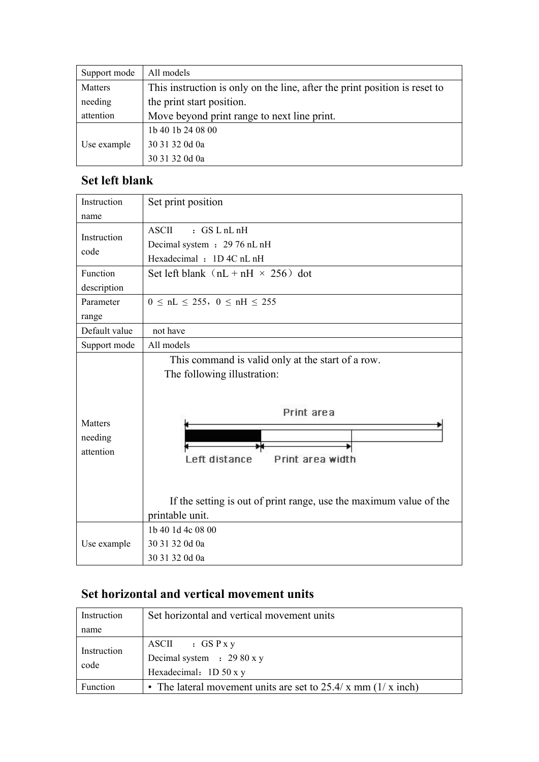| | |
|---|---|
| Support mode | All models |
| Matters needing attention | This instruction is only on the line, after the print position is reset to the print start position.<br>Move beyond print range to next line print. |
| Use example | 1b 40 1b 24 08 00<br>30 31 32 0d 0a<br>30 31 32 0d 0a |

## Set left blank

| | |
|---|---|
| Instruction name | Set print position |
| Instruction code | ASCII ：GS L nL nH<br>Decimal system ：29 76 nL nH<br>Hexadecimal ：1D 4C nL nH |
| Function description | Set left blank（nL + nH × 256）dot |
| Parameter range | 0 ≤ nL ≤ 255，0 ≤ nH ≤ 255 |
| Default value | not have |
| Support mode | All models |
| Matters needing attention | This command is valid only at the start of a row.<br>The following illustration:<br>Print area<br>Left distance Print area width<br>If the setting is out of print range, use the maximum value of the printable unit. |
| Use example | 1b 40 1d 4c 08 00<br>30 31 32 0d 0a<br>30 31 32 0d 0a |

## Set horizontal and vertical movement units

| | |
|---|---|
| Instruction name | Set horizontal and vertical movement units |
| Instruction code | ASCII ：GS P x y<br>Decimal system ：29 80 x y<br>Hexadecimal：1D 50 x y |
| Function | • The lateral movement units are set to 25.4/ x mm (1/ x inch) |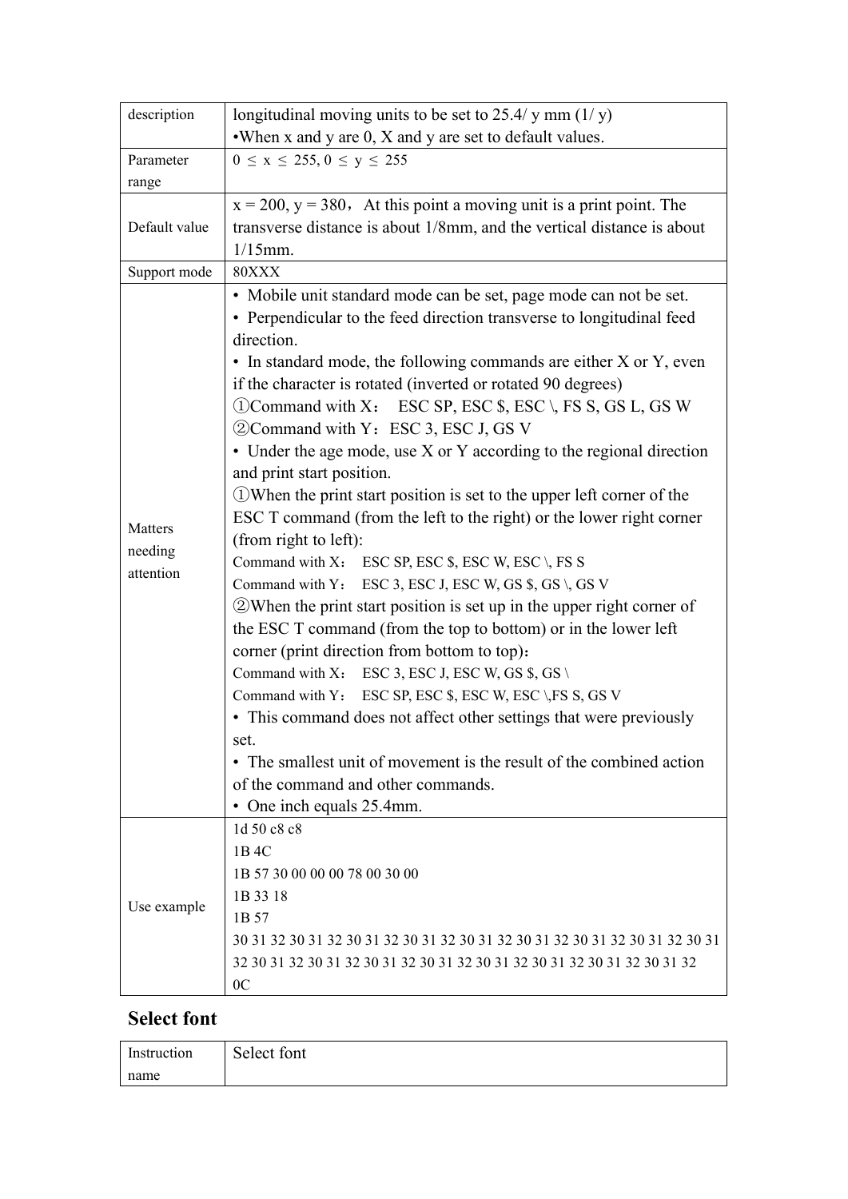| description | longitudinal moving units to be set to 25.4/ y mm (1/ y)<br>•When x and y are 0, X and y are set to default values. |
|---|---|
| Parameter range | 0 ≤ x ≤ 255, 0 ≤ y ≤ 255 |
| Default value | x = 200, y = 380，At this point a moving unit is a print point. The transverse distance is about 1/8mm, and the vertical distance is about 1/15mm. |
| Support mode | 80XXX |
| Matters needing attention | • Mobile unit standard mode can be set, page mode can not be set.<br>• Perpendicular to the feed direction transverse to longitudinal feed direction.<br>• In standard mode, the following commands are either X or Y, even if the character is rotated (inverted or rotated 90 degrees)<br>①Command with X： ESC SP, ESC $, ESC \, FS S, GS L, GS W<br>②Command with Y：ESC 3, ESC J, GS V<br>• Under the age mode, use X or Y according to the regional direction and print start position.<br>①When the print start position is set to the upper left corner of the ESC T command (from the left to the right) or the lower right corner (from right to left):<br>Command with X： ESC SP, ESC $, ESC W, ESC \, FS S<br>Command with Y： ESC 3, ESC J, ESC W, GS $, GS \, GS V<br>②When the print start position is set up in the upper right corner of the ESC T command (from the top to bottom) or in the lower left corner (print direction from bottom to top)：<br>Command with X： ESC 3, ESC J, ESC W, GS $, GS \<br>Command with Y： ESC SP, ESC $, ESC W, ESC \,FS S, GS V<br>• This command does not affect other settings that were previously set.<br>• The smallest unit of movement is the result of the combined action of the command and other commands.<br>• One inch equals 25.4mm. |
| Use example | 1d 50 c8 c8<br>1B 4C<br>1B 57 30 00 00 00 78 00 30 00<br>1B 33 18<br>1B 57<br>30 31 32 30 31 32 30 31 32 30 31 32 30 31 32 30 31 32 30 31 32 30 31 32 30 31 32 30 31 32 30 31 32 30 31 32 30 31 32 30 31 32 30 31 32 30 31 32 30 31 32<br>0C |

## Select font

| Instruction name | Select font |
|---|---|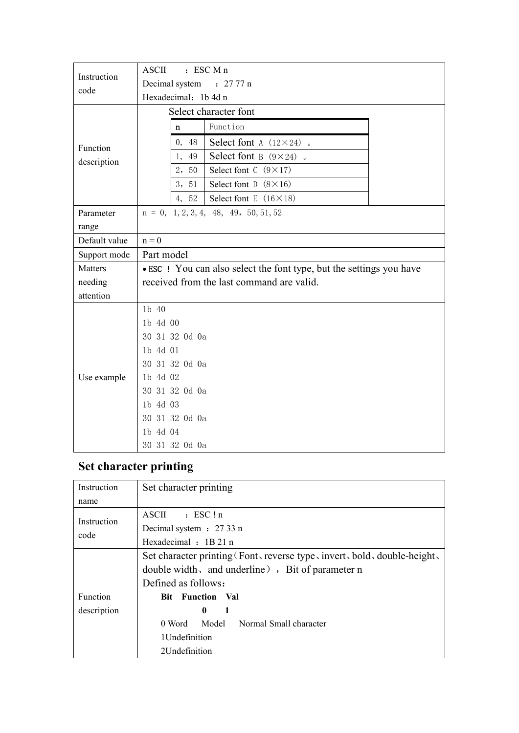| | |
|---|---|
| Instruction code | ASCII ：ESC M n<br>Decimal system ：27 77 n<br>Hexadecimal：1b 4d n |
| Function description | Select character font<br><table><tr><th>n</th><th>Function</th></tr><tr><td>0, 48</td><td>Select font A (12×24) 。</td></tr><tr><td>1, 49</td><td>Select font B (9×24) 。</td></tr><tr><td>2，50</td><td>Select font C (9×17)</td></tr><tr><td>3，51</td><td>Select font D (8×16)</td></tr><tr><td>4, 52</td><td>Select font E (16×18)</td></tr></table> |
| Parameter range | n = 0, 1,2,3,4, 48, 49，50,51,52 |
| Default value | n = 0 |
| Support mode | Part model |
| Matters needing attention | • ESC ! You can also select the font type, but the settings you have received from the last command are valid. |
| Use example | 1b 40<br>1b 4d 00<br>30 31 32 0d 0a<br>1b 4d 01<br>30 31 32 0d 0a<br>1b 4d 02<br>30 31 32 0d 0a<br>1b 4d 03<br>30 31 32 0d 0a<br>1b 4d 04<br>30 31 32 0d 0a |

## Set character printing

| | |
|---|---|
| Instruction name | Set character printing |
| Instruction code | ASCII ：ESC ! n<br>Decimal system ：27 33 n<br>Hexadecimal ：1B 21 n |
| Function description | Set character printing（Font、reverse type、invert、bold、double-height、double width、and underline），Bit of parameter n<br>Defined as follows：<br>**Bit Function Val**<br>**0 1**<br>0 Word Model Normal Small character<br>1Undefinition<br>2Undefinition |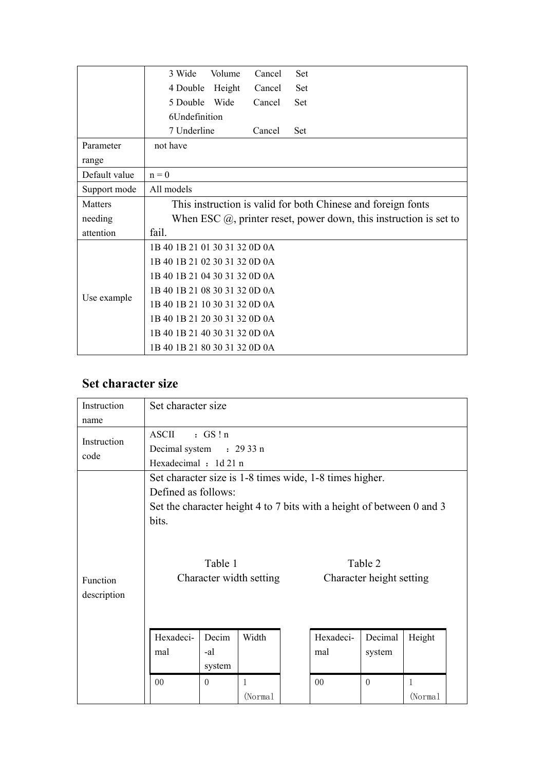| | |
|---|---|
| | 3 Wide Volume Cancel Set<br>4 Double Height Cancel Set<br>5 Double Wide Cancel Set<br>6Undefinition<br>7 Underline Cancel Set |
| Parameter range | not have |
| Default value | n = 0 |
| Support mode | All models |
| Matters needing attention | This instruction is valid for both Chinese and foreign fonts<br>When ESC @, printer reset, power down, this instruction is set to fail. |
| Use example | 1B 40 1B 21 01 30 31 32 0D 0A<br>1B 40 1B 21 02 30 31 32 0D 0A<br>1B 40 1B 21 04 30 31 32 0D 0A<br>1B 40 1B 21 08 30 31 32 0D 0A<br>1B 40 1B 21 10 30 31 32 0D 0A<br>1B 40 1B 21 20 30 31 32 0D 0A<br>1B 40 1B 21 40 30 31 32 0D 0A<br>1B 40 1B 21 80 30 31 32 0D 0A |

## Set character size

| | |
|---|---|
| Instruction name | Set character size |
| Instruction code | ASCII ：GS ! n<br>Decimal system ：29 33 n<br>Hexadecimal ：1d 21 n |
| Function description | Set character size is 1-8 times wide, 1-8 times higher.<br>Defined as follows:<br>Set the character height 4 to 7 bits with a height of between 0 and 3 bits. |

Table 1
Character width setting

| Hexadecimal | Decimal system | Width |
|---|---|---|
| 00 | 0 | 1 (Normal |

Table 2
Character height setting

| Hexadecimal | Decimal system | Height |
|---|---|---|
| 00 | 0 | 1 (Normal |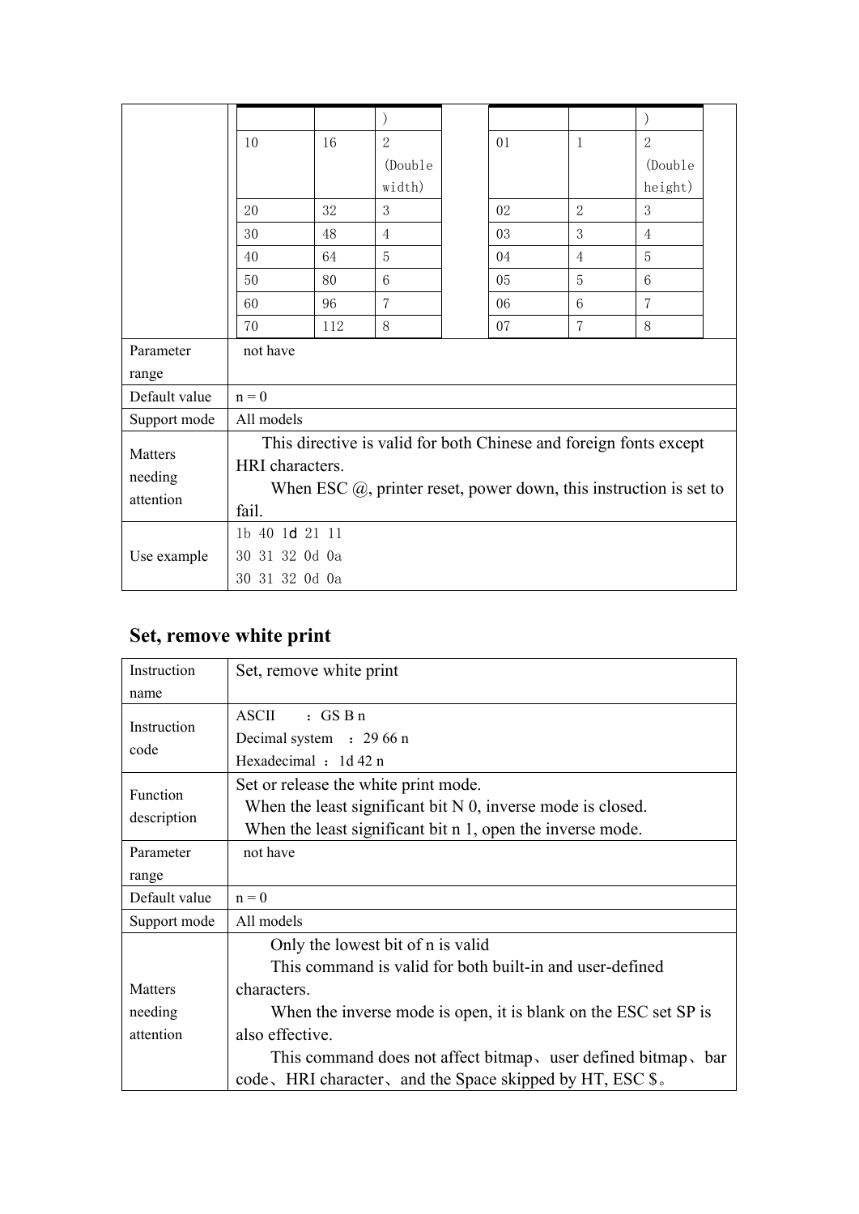| | | | | | | | |
|---|---|---|---|---|---|---|---|
| | | | ) | | | | ) |
| | 10 | 16 | 2 (Double width) | | 01 | 1 | 2 (Double height) |
| | 20 | 32 | 3 | | 02 | 2 | 3 |
| | 30 | 48 | 4 | | 03 | 3 | 4 |
| | 40 | 64 | 5 | | 04 | 4 | 5 |
| | 50 | 80 | 6 | | 05 | 5 | 6 |
| | 60 | 96 | 7 | | 06 | 6 | 7 |
| | 70 | 112 | 8 | | 07 | 7 | 8 |
| Parameter range | not have | | | | | | |
| Default value | n = 0 | | | | | | |
| Support mode | All models | | | | | | |
| Matters needing attention | This directive is valid for both Chinese and foreign fonts except HRI characters.<br>When ESC @, printer reset, power down, this instruction is set to fail. | | | | | | |
| Use example | 1b 40 1d 21 11<br>30 31 32 0d 0a<br>30 31 32 0d 0a | | | | | | |

## Set, remove white print

| | |
|---|---|
| Instruction name | Set, remove white print |
| Instruction code | ASCII ：GS B n<br>Decimal system ：29 66 n<br>Hexadecimal ：1d 42 n |
| Function description | Set or release the white print mode.<br>When the least significant bit N 0, inverse mode is closed.<br>When the least significant bit n 1, open the inverse mode. |
| Parameter range | not have |
| Default value | n = 0 |
| Support mode | All models |
| Matters needing attention | Only the lowest bit of n is valid<br>This command is valid for both built-in and user-defined characters.<br>When the inverse mode is open, it is blank on the ESC set SP is also effective.<br>This command does not affect bitmap、user defined bitmap、bar code、HRI character、and the Space skipped by HT, ESC $。 |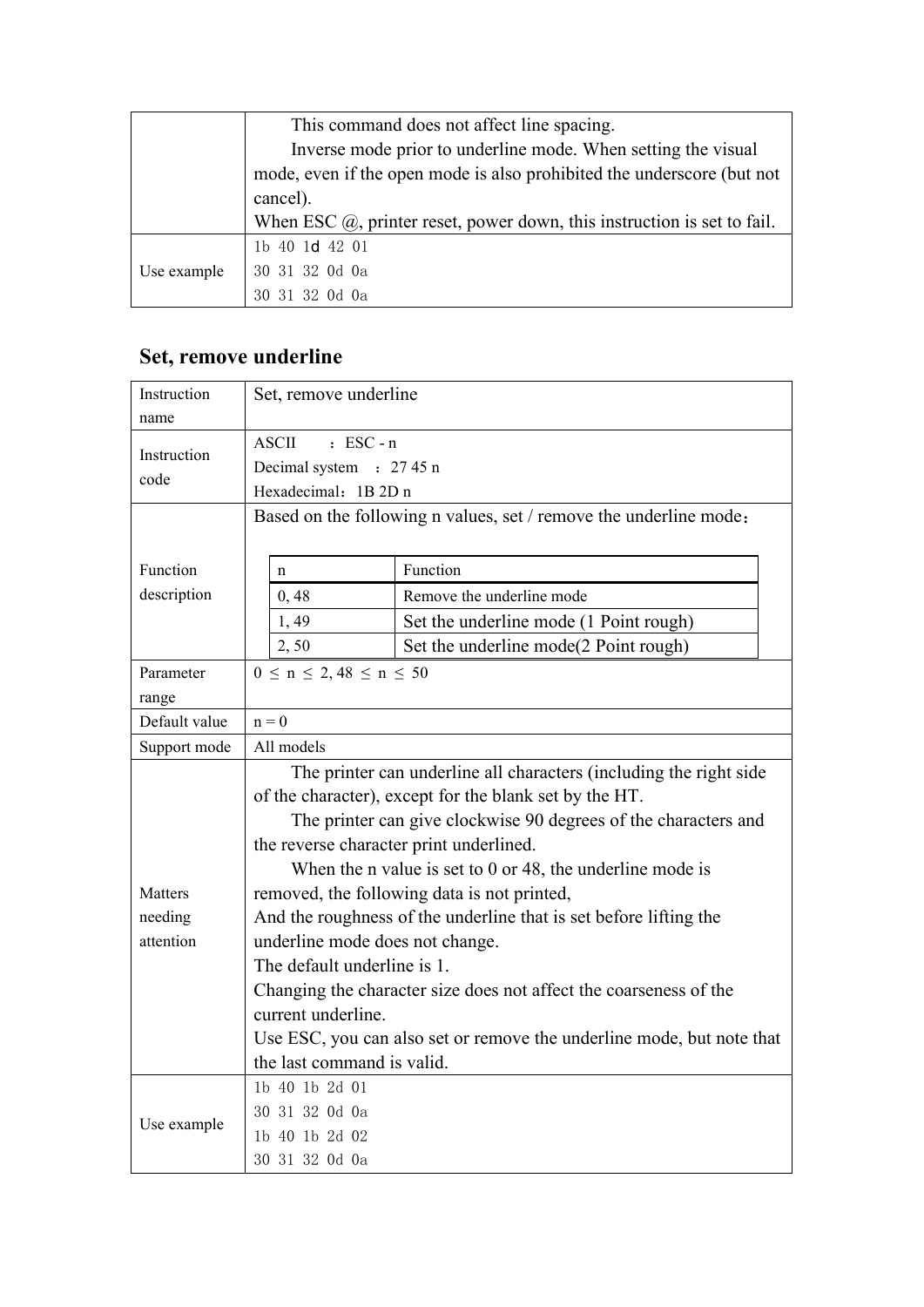| | |
|---|---|
| | This command does not affect line spacing.<br>Inverse mode prior to underline mode. When setting the visual mode, even if the open mode is also prohibited the underscore (but not cancel).<br>When ESC @, printer reset, power down, this instruction is set to fail. |
| Use example | 1b 40 1d 42 01<br>30 31 32 0d 0a<br>30 31 32 0d 0a |

## Set, remove underline

| | |
|---|---|
| Instruction name | Set, remove underline |
| Instruction code | ASCII ：ESC - n<br>Decimal system ：27 45 n<br>Hexadecimal：1B 2D n |
| Function description | Based on the following n values, set / remove the underline mode：<br><br>n \| Function<br>0, 48 \| Remove the underline mode<br>1, 49 \| Set the underline mode (1 Point rough)<br>2, 50 \| Set the underline mode(2 Point rough) |
| Parameter range | 0 ≤ n ≤ 2, 48 ≤ n ≤ 50 |
| Default value | n = 0 |
| Support mode | All models |
| Matters needing attention | The printer can underline all characters (including the right side of the character), except for the blank set by the HT.<br>The printer can give clockwise 90 degrees of the characters and the reverse character print underlined.<br>When the n value is set to 0 or 48, the underline mode is removed, the following data is not printed,<br>And the roughness of the underline that is set before lifting the underline mode does not change.<br>The default underline is 1.<br>Changing the character size does not affect the coarseness of the current underline.<br>Use ESC, you can also set or remove the underline mode, but note that the last command is valid. |
| Use example | 1b 40 1b 2d 01<br>30 31 32 0d 0a<br>1b 40 1b 2d 02<br>30 31 32 0d 0a |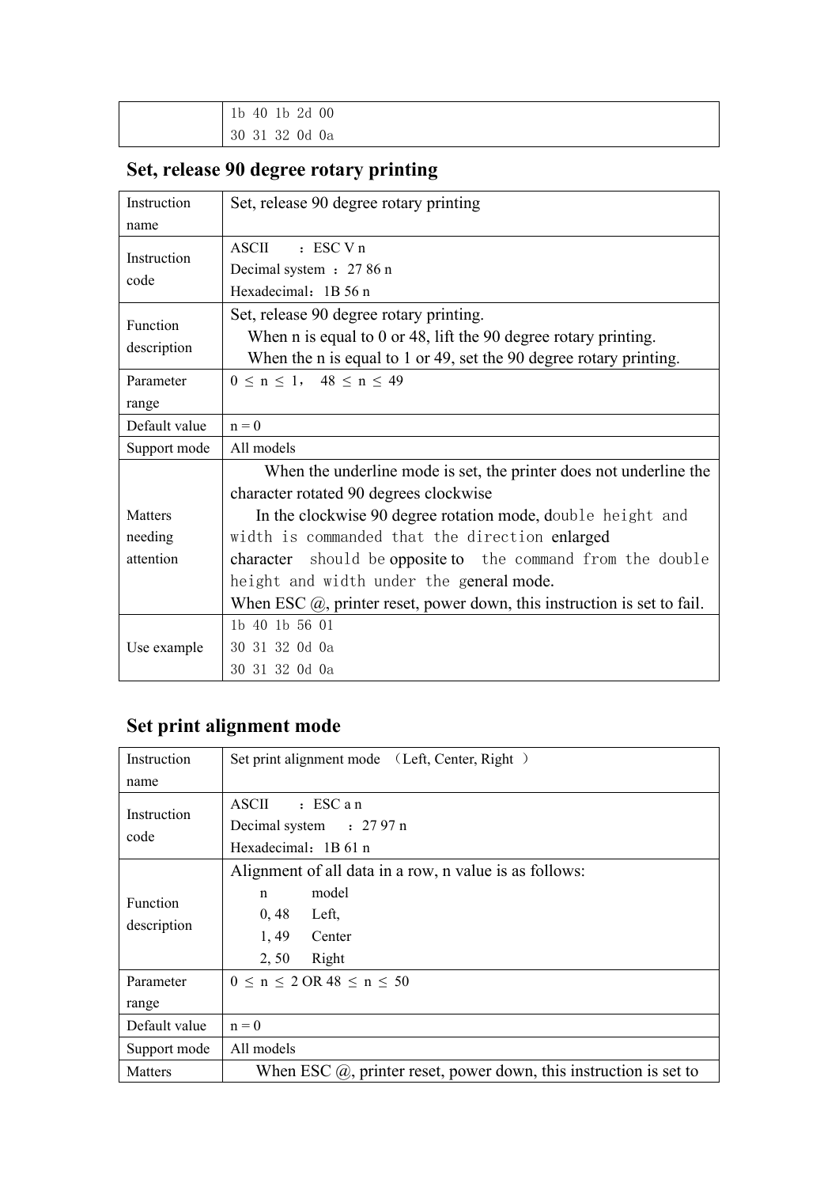| | 1b 40 1b 2d 00<br>30 31 32 0d 0a |
|---|---|

## Set, release 90 degree rotary printing

| Instruction name | Set, release 90 degree rotary printing |
|---|---|
| Instruction code | ASCII ：ESC V n<br>Decimal system ：27 86 n<br>Hexadecimal：1B 56 n |
| Function description | Set, release 90 degree rotary printing.<br>When n is equal to 0 or 48, lift the 90 degree rotary printing.<br>When the n is equal to 1 or 49, set the 90 degree rotary printing. |
| Parameter range | 0 ≤ n ≤ 1， 48 ≤ n ≤ 49 |
| Default value | n = 0 |
| Support mode | All models |
| Matters needing attention | When the underline mode is set, the printer does not underline the character rotated 90 degrees clockwise<br>In the clockwise 90 degree rotation mode, double height and width is commanded that the direction enlarged character should be opposite to the command from the double height and width under the general mode.<br>When ESC @, printer reset, power down, this instruction is set to fail. |
| Use example | 1b 40 1b 56 01<br>30 31 32 0d 0a<br>30 31 32 0d 0a |

## Set print alignment mode

| Instruction name | Set print alignment mode （Left, Center, Right ） |
|---|---|
| Instruction code | ASCII ：ESC a n<br>Decimal system ：27 97 n<br>Hexadecimal：1B 61 n |
| Function description | Alignment of all data in a row, n value is as follows:<br>n model<br>0, 48 Left,<br>1, 49 Center<br>2, 50 Right |
| Parameter range | 0 ≤ n ≤ 2 OR 48 ≤ n ≤ 50 |
| Default value | n = 0 |
| Support mode | All models |
| Matters | When ESC @, printer reset, power down, this instruction is set to |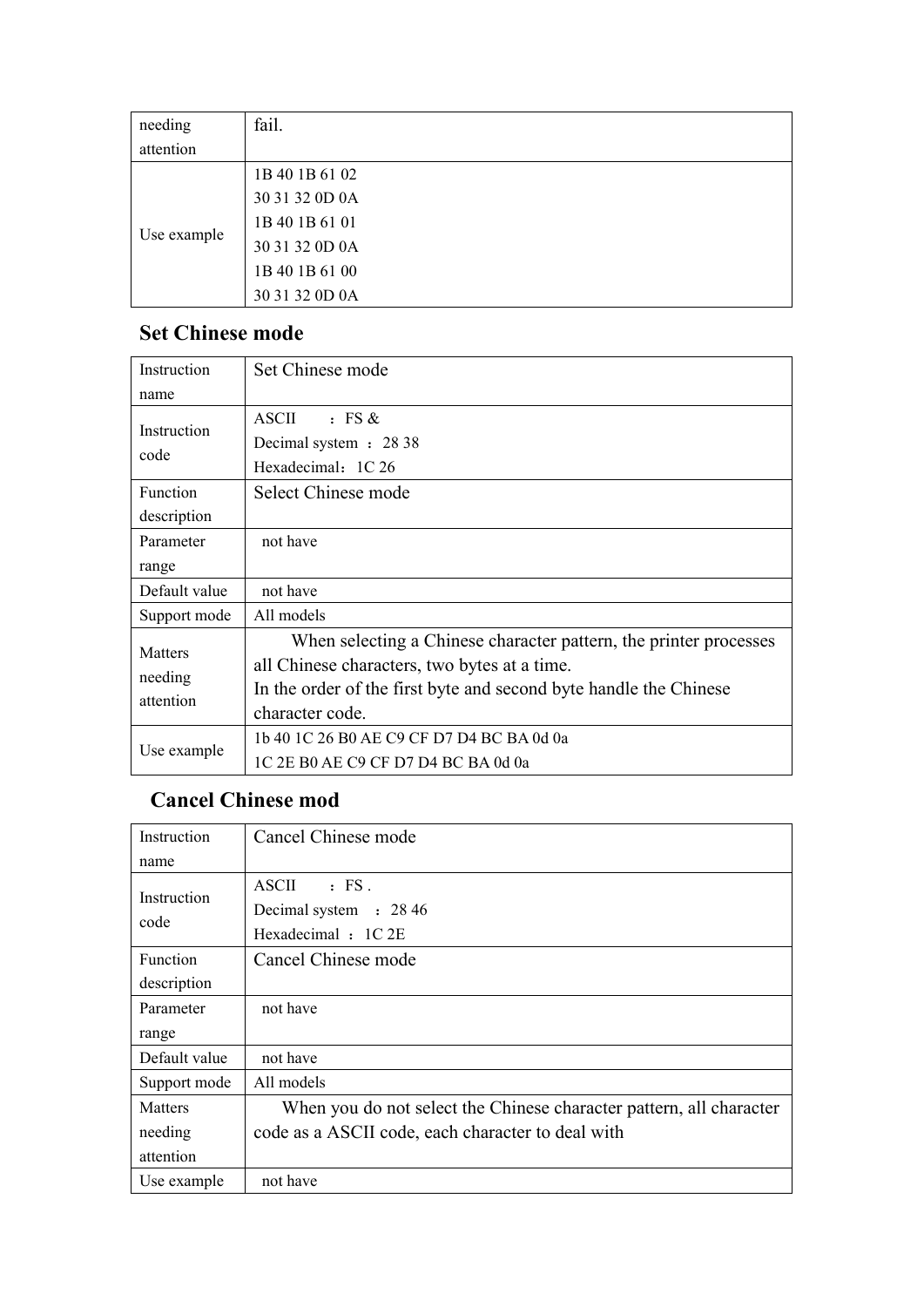| needing attention | fail. |
|---|---|
| Use example | 1B 40 1B 61 02<br>30 31 32 0D 0A<br>1B 40 1B 61 01<br>30 31 32 0D 0A<br>1B 40 1B 61 00<br>30 31 32 0D 0A |

## Set Chinese mode

| Instruction name | Set Chinese mode |
|---|---|
| Instruction code | ASCII ：FS &<br>Decimal system ：28 38<br>Hexadecimal：1C 26 |
| Function description | Select Chinese mode |
| Parameter range | not have |
| Default value | not have |
| Support mode | All models |
| Matters needing attention | When selecting a Chinese character pattern, the printer processes all Chinese characters, two bytes at a time.<br>In the order of the first byte and second byte handle the Chinese character code. |
| Use example | 1b 40 1C 26 B0 AE C9 CF D7 D4 BC BA 0d 0a<br>1C 2E B0 AE C9 CF D7 D4 BC BA 0d 0a |

## Cancel Chinese mod

| Instruction name | Cancel Chinese mode |
|---|---|
| Instruction code | ASCII ：FS .<br>Decimal system ：28 46<br>Hexadecimal ：1C 2E |
| Function description | Cancel Chinese mode |
| Parameter range | not have |
| Default value | not have |
| Support mode | All models |
| Matters needing attention | When you do not select the Chinese character pattern, all character code as a ASCII code, each character to deal with |
| Use example | not have |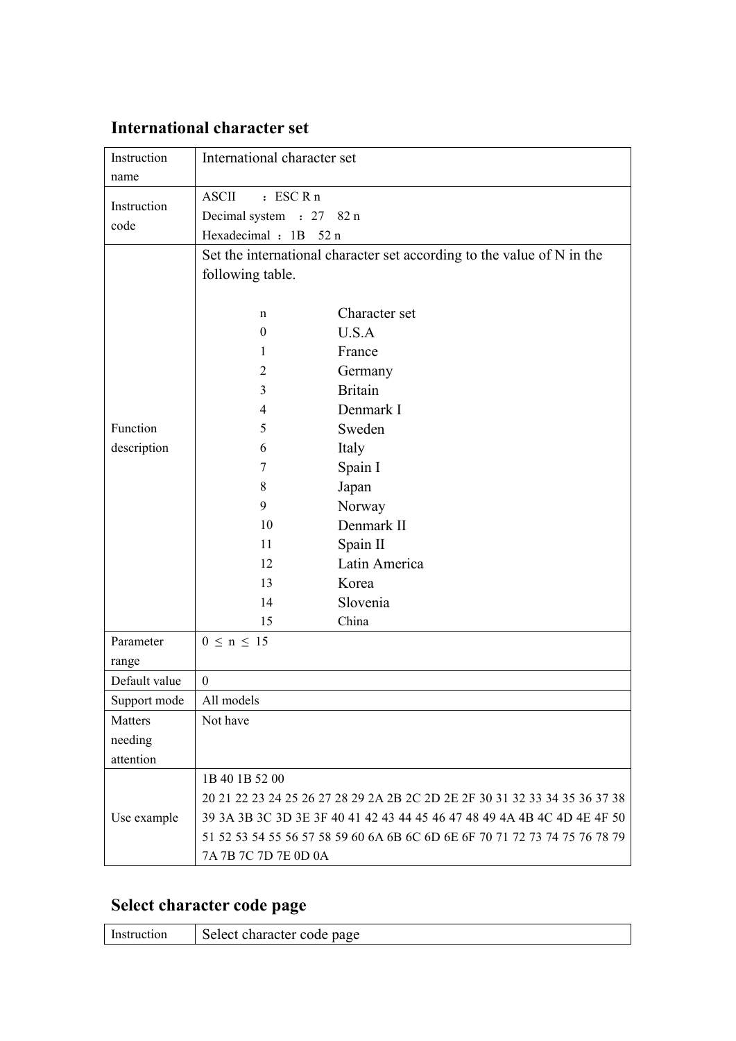## International character set

| Instruction name | International character set |
|---|---|
| Instruction code | ASCII ：ESC R n<br>Decimal system ：27 82 n<br>Hexadecimal ：1B 52 n |
| Function description | Set the international character set according to the value of N in the following table.<br><br>n — Character set<br>0 — U.S.A<br>1 — France<br>2 — Germany<br>3 — Britain<br>4 — Denmark I<br>5 — Sweden<br>6 — Italy<br>7 — Spain I<br>8 — Japan<br>9 — Norway<br>10 — Denmark II<br>11 — Spain II<br>12 — Latin America<br>13 — Korea<br>14 — Slovenia<br>15 — China |
| Parameter range | $0 \leq n \leq 15$ |
| Default value | 0 |
| Support mode | All models |
| Matters needing attention | Not have |
| Use example | 1B 40 1B 52 00<br>20 21 22 23 24 25 26 27 28 29 2A 2B 2C 2D 2E 2F 30 31 32 33 34 35 36 37 38 39 3A 3B 3C 3D 3E 3F 40 41 42 43 44 45 46 47 48 49 4A 4B 4C 4D 4E 4F 50 51 52 53 54 55 56 57 58 59 60 6A 6B 6C 6D 6E 6F 70 71 72 73 74 75 76 78 79 7A 7B 7C 7D 7E 0D 0A |

## Select character code page

| Instruction | Select character code page |
|---|---|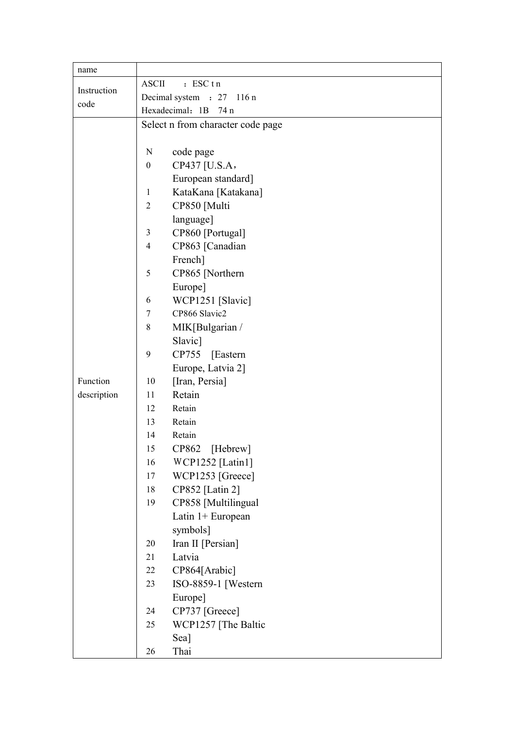| name | |
| --- | --- |
| Instruction code | ASCII ：ESC t n<br>Decimal system ：27 116 n<br>Hexadecimal：1B 74 n |
| Function description | Select n from character code page<br><br>N code page<br>0 CP437 [U.S.A，European standard]<br>1 KataKana [Katakana]<br>2 CP850 [Multi language]<br>3 CP860 [Portugal]<br>4 CP863 [Canadian French]<br>5 CP865 [Northern Europe]<br>6 WCP1251 [Slavic]<br>7 CP866 Slavic2<br>8 MIK[Bulgarian / Slavic]<br>9 CP755 [Eastern Europe, Latvia 2]<br>10 [Iran, Persia]<br>11 Retain<br>12 Retain<br>13 Retain<br>14 Retain<br>15 CP862 [Hebrew]<br>16 WCP1252 [Latin1]<br>17 WCP1253 [Greece]<br>18 CP852 [Latin 2]<br>19 CP858 [Multilingual Latin 1+ European symbols]<br>20 Iran II [Persian]<br>21 Latvia<br>22 CP864[Arabic]<br>23 ISO-8859-1 [Western Europe]<br>24 CP737 [Greece]<br>25 WCP1257 [The Baltic Sea]<br>26 Thai |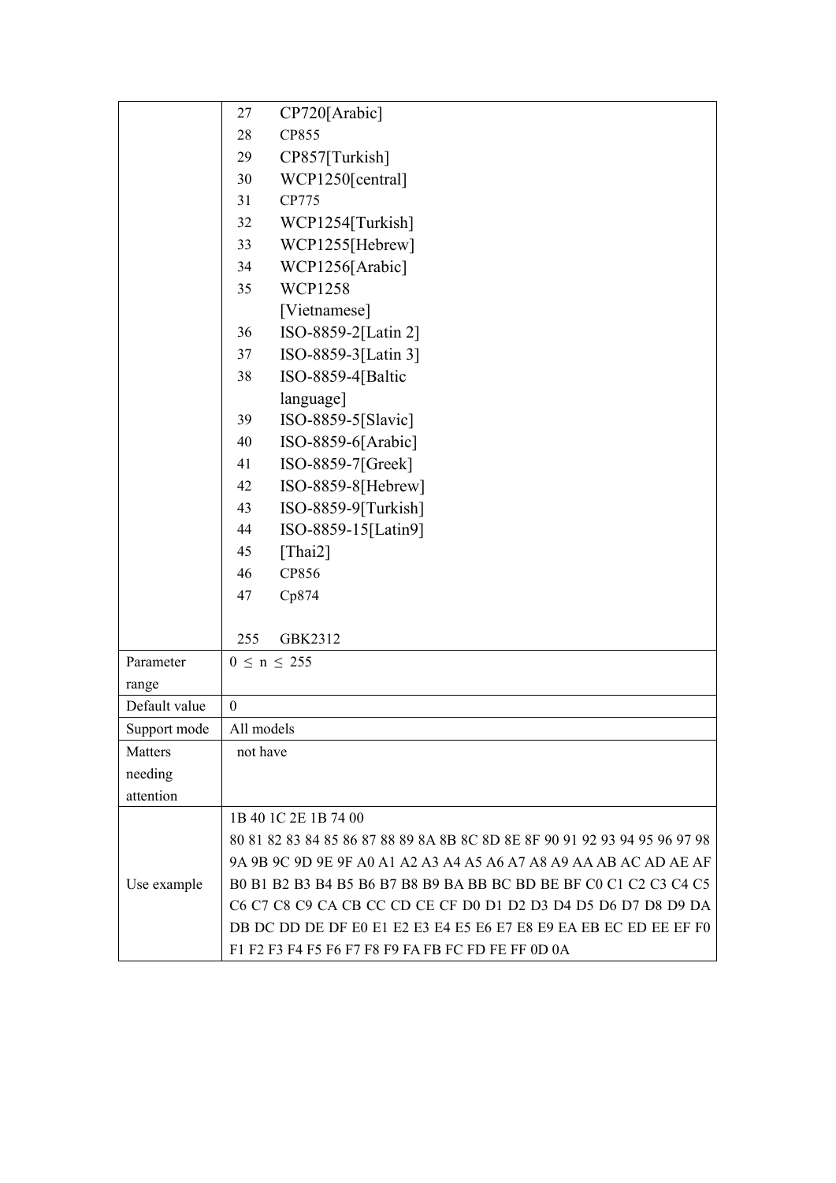| | |
|---|---|
| | 27 CP720[Arabic]<br>28 CP855<br>29 CP857[Turkish]<br>30 WCP1250[central]<br>31 CP775<br>32 WCP1254[Turkish]<br>33 WCP1255[Hebrew]<br>34 WCP1256[Arabic]<br>35 WCP1258 [Vietnamese]<br>36 ISO-8859-2[Latin 2]<br>37 ISO-8859-3[Latin 3]<br>38 ISO-8859-4[Baltic language]<br>39 ISO-8859-5[Slavic]<br>40 ISO-8859-6[Arabic]<br>41 ISO-8859-7[Greek]<br>42 ISO-8859-8[Hebrew]<br>43 ISO-8859-9[Turkish]<br>44 ISO-8859-15[Latin9]<br>45 [Thai2]<br>46 CP856<br>47 Cp874<br><br>255 GBK2312 |
| Parameter range | $0 \leq n \leq 255$ |
| Default value | 0 |
| Support mode | All models |
| Matters needing attention | not have |
| Use example | 1B 40 1C 2E 1B 74 00<br>80 81 82 83 84 85 86 87 88 89 8A 8B 8C 8D 8E 8F 90 91 92 93 94 95 96 97 98 9A 9B 9C 9D 9E 9F A0 A1 A2 A3 A4 A5 A6 A7 A8 A9 AA AB AC AD AE AF B0 B1 B2 B3 B4 B5 B6 B7 B8 B9 BA BB BC BD BE BF C0 C1 C2 C3 C4 C5 C6 C7 C8 C9 CA CB CC CD CE CF D0 D1 D2 D3 D4 D5 D6 D7 D8 D9 DA DB DC DD DE DF E0 E1 E2 E3 E4 E5 E6 E7 E8 E9 EA EB EC ED EE EF F0 F1 F2 F3 F4 F5 F6 F7 F8 F9 FA FB FC FD FE FF 0D 0A |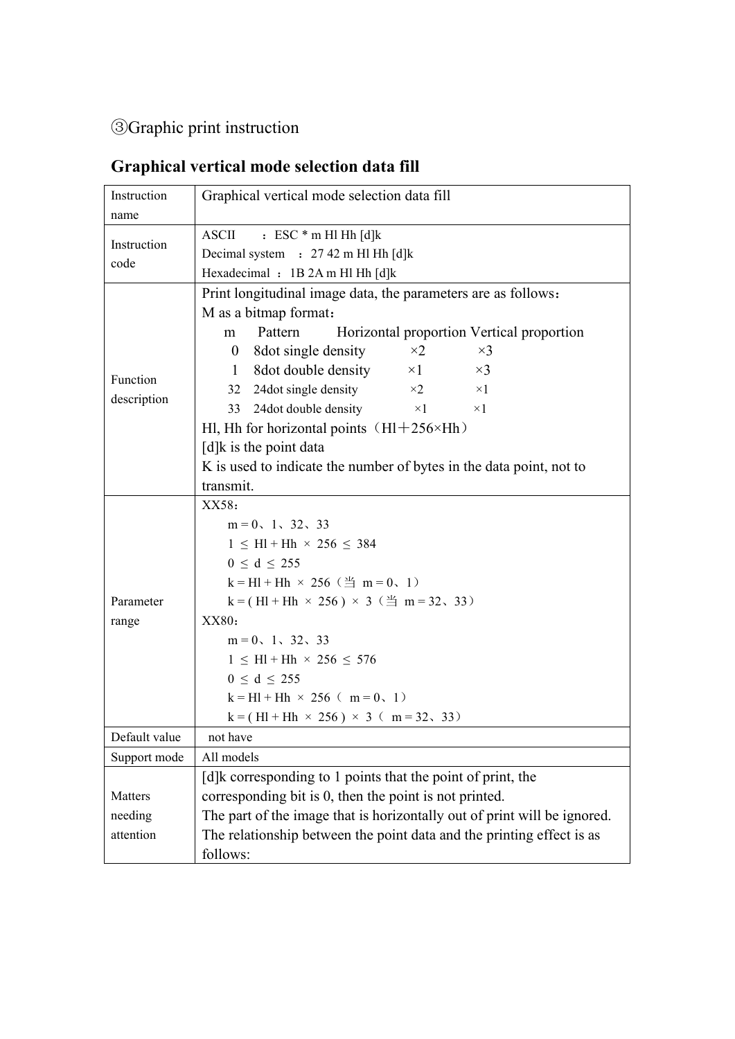③Graphic print instruction

## Graphical vertical mode selection data fill

| Instruction name | Graphical vertical mode selection data fill |
|---|---|
| Instruction code | ASCII　：ESC * m Hl Hh [d]k<br>Decimal system　：27 42 m Hl Hh [d]k<br>Hexadecimal　：1B 2A m Hl Hh [d]k |
| Function description | Print longitudinal image data, the parameters are as follows：<br>M as a bitmap format：<br>m　Pattern　Horizontal proportion　Vertical proportion<br>0　8dot single density　×2　×3<br>1　8dot double density　×1　×3<br>32　24dot single density　×2　×1<br>33　24dot double density　×1　×1<br>Hl, Hh for horizontal points（Hl＋256×Hh）<br>[d]k is the point data<br>K is used to indicate the number of bytes in the data point, not to transmit. |
| Parameter range | XX58：<br>m = 0、1、32、33<br>1 ≤ Hl + Hh × 256 ≤ 384<br>0 ≤ d ≤ 255<br>k = Hl + Hh × 256（当 m = 0、1）<br>k = ( Hl + Hh × 256 ) × 3（当 m = 32、33）<br>XX80：<br>m = 0、1、32、33<br>1 ≤ Hl + Hh × 256 ≤ 576<br>0 ≤ d ≤ 255<br>k = Hl + Hh × 256（ m = 0、1）<br>k = ( Hl + Hh × 256 ) × 3（ m = 32、33） |
| Default value | not have |
| Support mode | All models |
| Matters needing attention | [d]k corresponding to 1 points that the point of print, the corresponding bit is 0, then the point is not printed.<br>The part of the image that is horizontally out of print will be ignored.<br>The relationship between the point data and the printing effect is as follows: |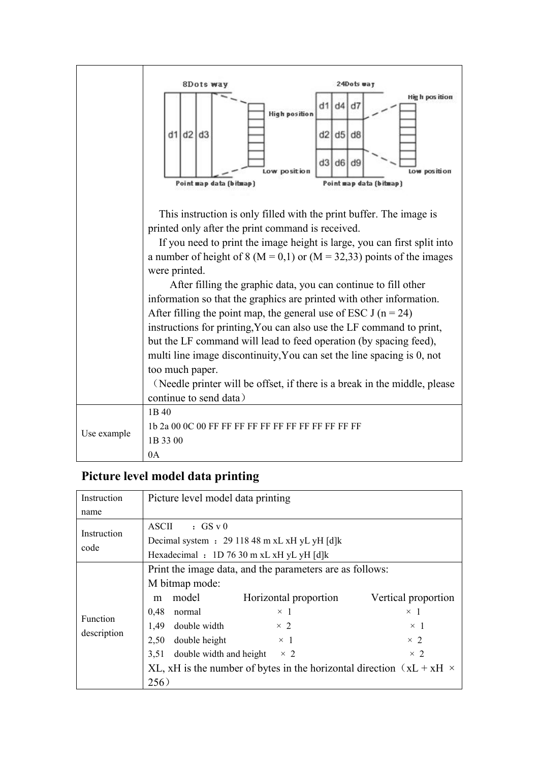| | |
|---|---|
| | 8Dots way / 24Dots way diagram: d1 d2 d3 (High position, Low position, Point map data (bitmap)); d1 d4 d7 / d2 d5 d8 / d3 d6 d9 (High position, Low position, Point map data (bitmap))<br><br>This instruction is only filled with the print buffer. The image is printed only after the print command is received.<br>If you need to print the image height is large, you can first split into a number of height of 8 (M = 0,1) or (M = 32,33) points of the images were printed.<br>After filling the graphic data, you can continue to fill other information so that the graphics are printed with other information. After filling the point map, the general use of ESC J (n = 24) instructions for printing,You can also use the LF command to print, but the LF command will lead to feed operation (by spacing feed), multi line image discontinuity,You can set the line spacing is 0, not too much paper.<br>（Needle printer will be offset, if there is a break in the middle, please continue to send data） |
| Use example | 1B 40<br>1b 2a 00 0C 00 FF FF FF FF FF FF FF FF FF FF FF FF<br>1B 33 00<br>0A |

## Picture level model data printing

| | |
|---|---|
| Instruction name | Picture level model data printing |
| Instruction code | ASCII ：GS v 0<br>Decimal system ：29 118 48 m xL xH yL yH [d]k<br>Hexadecimal ：1D 76 30 m xL xH yL yH [d]k |
| Function description | Print the image data, and the parameters are as follows:<br>M bitmap mode:<br>m model Horizontal proportion Vertical proportion<br>0,48 normal × 1 × 1<br>1,49 double width × 2 × 1<br>2,50 double height × 1 × 2<br>3,51 double width and height × 2 × 2<br>XL, xH is the number of bytes in the horizontal direction（xL + xH × 256） |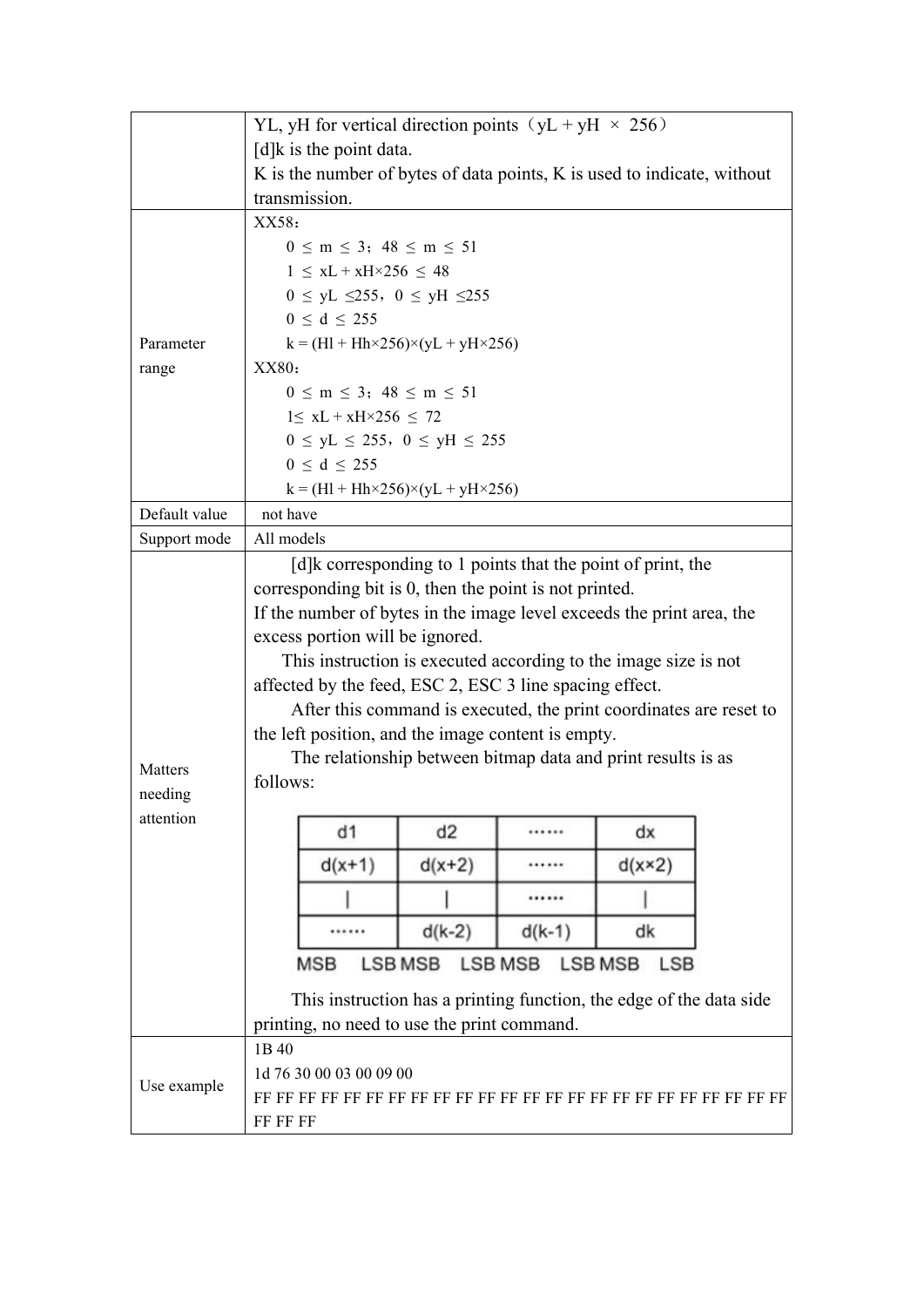| | |
|---|---|
| | YL, yH for vertical direction points（yL + yH × 256）<br>[d]k is the point data.<br>K is the number of bytes of data points, K is used to indicate, without transmission. |
| Parameter range | XX58：<br>0 ≤ m ≤ 3；48 ≤ m ≤ 51<br>1 ≤ xL + xH×256 ≤ 48<br>0 ≤ yL ≤255，0 ≤ yH ≤255<br>0 ≤ d ≤ 255<br>k = (Hl + Hh×256)×(yL + yH×256)<br>XX80：<br>0 ≤ m ≤ 3；48 ≤ m ≤ 51<br>1≤ xL + xH×256 ≤ 72<br>0 ≤ yL ≤ 255，0 ≤ yH ≤ 255<br>0 ≤ d ≤ 255<br>k = (Hl + Hh×256)×(yL + yH×256) |
| Default value | not have |
| Support mode | All models |
| Matters needing attention | [d]k corresponding to 1 points that the point of print, the corresponding bit is 0, then the point is not printed.<br>If the number of bytes in the image level exceeds the print area, the excess portion will be ignored.<br>This instruction is executed according to the image size is not affected by the feed, ESC 2, ESC 3 line spacing effect.<br>After this command is executed, the print coordinates are reset to the left position, and the image content is empty.<br>The relationship between bitmap data and print results is as follows:<br><br>d1 \| d2 \| ...... \| dx<br>d(x+1) \| d(x+2) \| ...... \| d(x×2)<br>\| \| \| \| ...... \| \|<br>...... \| d(k-2) \| d(k-1) \| dk<br>MSB LSB MSB LSB MSB LSB MSB LSB<br><br>This instruction has a printing function, the edge of the data side printing, no need to use the print command. |
| Use example | 1B 40<br>1d 76 30 00 03 00 09 00<br>FF FF FF FF FF FF FF FF FF FF FF FF FF FF FF FF FF FF FF FF FF FF FF FF FF FF FF |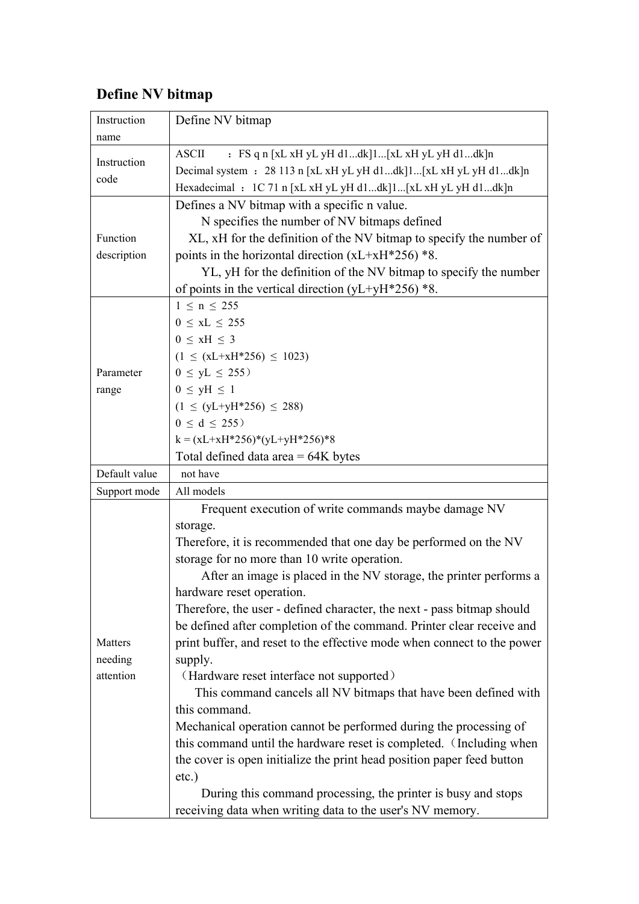## Define NV bitmap

| Instruction name | Define NV bitmap |
|---|---|
| Instruction code | ASCII ：FS q n [xL xH yL yH d1...dk]1...[xL xH yL yH d1...dk]n<br>Decimal system ：28 113 n [xL xH yL yH d1...dk]1...[xL xH yL yH d1...dk]n<br>Hexadecimal ：1C 71 n [xL xH yL yH d1...dk]1...[xL xH yL yH d1...dk]n |
| Function description | Defines a NV bitmap with a specific n value.<br>N specifies the number of NV bitmaps defined<br>XL, xH for the definition of the NV bitmap to specify the number of points in the horizontal direction (xL+xH*256) *8.<br>YL, yH for the definition of the NV bitmap to specify the number of points in the vertical direction (yL+yH*256) *8. |
| Parameter range | $1 \le n \le 255$<br>$0 \le xL \le 255$<br>$0 \le xH \le 3$<br>$(1 \le (xL+xH*256) \le 1023)$<br>$0 \le yL \le 255$）<br>$0 \le yH \le 1$<br>$(1 \le (yL+yH*256) \le 288)$<br>$0 \le d \le 255$）<br>k = (xL+xH*256)*(yL+yH*256)*8<br>Total defined data area = 64K bytes |
| Default value | not have |
| Support mode | All models |
| Matters needing attention | Frequent execution of write commands maybe damage NV storage.<br>Therefore, it is recommended that one day be performed on the NV storage for no more than 10 write operation.<br>After an image is placed in the NV storage, the printer performs a hardware reset operation.<br>Therefore, the user - defined character, the next - pass bitmap should be defined after completion of the command. Printer clear receive and print buffer, and reset to the effective mode when connect to the power supply.<br>（Hardware reset interface not supported）<br>This command cancels all NV bitmaps that have been defined with this command.<br>Mechanical operation cannot be performed during the processing of this command until the hardware reset is completed.（Including when the cover is open initialize the print head position paper feed button etc.)<br>During this command processing, the printer is busy and stops receiving data when writing data to the user's NV memory. |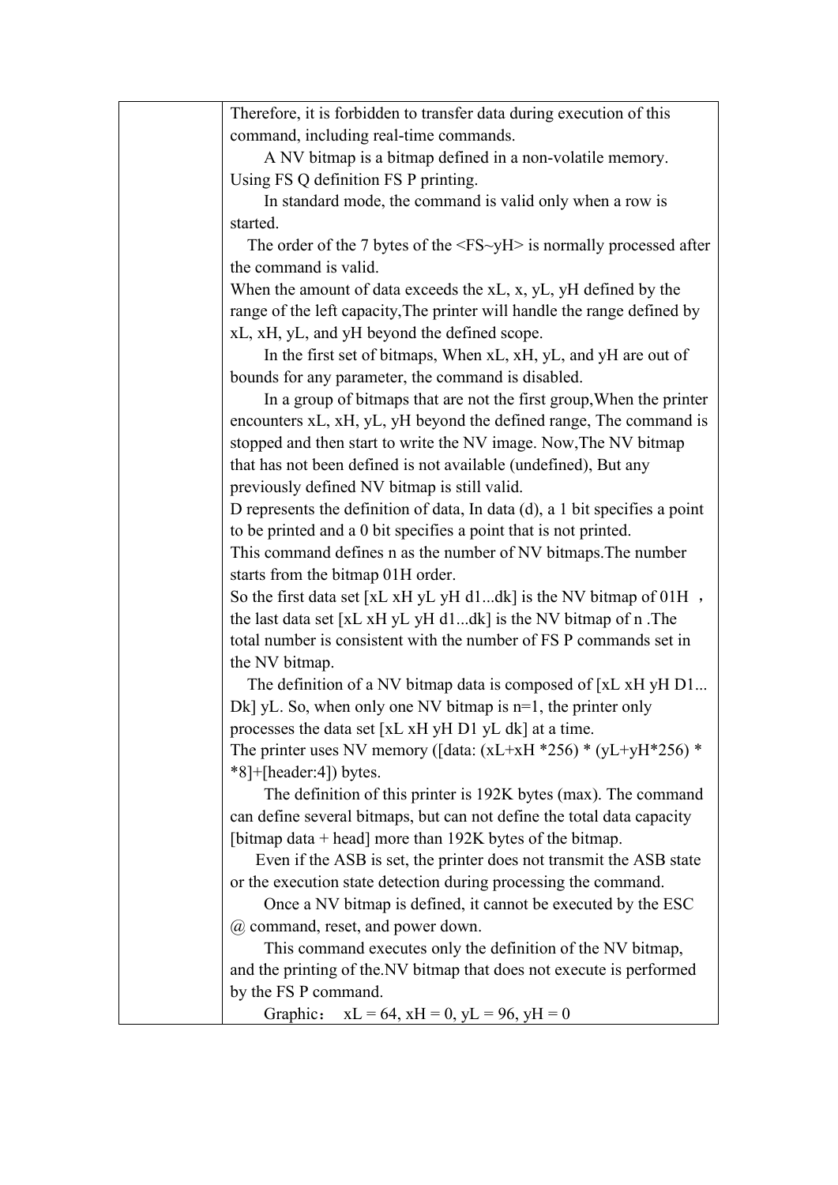| | |
|---|---|
| | Therefore, it is forbidden to transfer data during execution of this command, including real-time commands.<br>A NV bitmap is a bitmap defined in a non-volatile memory. Using FS Q definition FS P printing.<br>In standard mode, the command is valid only when a row is started.<br>The order of the 7 bytes of the <FS~yH> is normally processed after the command is valid.<br>When the amount of data exceeds the xL, x, yL, yH defined by the range of the left capacity,The printer will handle the range defined by xL, xH, yL, and yH beyond the defined scope.<br>In the first set of bitmaps, When xL, xH, yL, and yH are out of bounds for any parameter, the command is disabled.<br>In a group of bitmaps that are not the first group,When the printer encounters xL, xH, yL, yH beyond the defined range, The command is stopped and then start to write the NV image. Now,The NV bitmap that has not been defined is not available (undefined), But any previously defined NV bitmap is still valid.<br>D represents the definition of data, In data (d), a 1 bit specifies a point to be printed and a 0 bit specifies a point that is not printed.<br>This command defines n as the number of NV bitmaps.The number starts from the bitmap 01H order.<br>So the first data set [xL xH yL yH d1...dk] is the NV bitmap of 01H ， the last data set [xL xH yL yH d1...dk] is the NV bitmap of n .The total number is consistent with the number of FS P commands set in the NV bitmap.<br>The definition of a NV bitmap data is composed of [xL xH yH D1... Dk] yL. So, when only one NV bitmap is n=1, the printer only processes the data set [xL xH yH D1 yL dk] at a time.<br>The printer uses NV memory ([data: (xL+xH *256) * (yL+yH*256) * *8]+[header:4]) bytes.<br>The definition of this printer is 192K bytes (max). The command can define several bitmaps, but can not define the total data capacity [bitmap data + head] more than 192K bytes of the bitmap.<br>Even if the ASB is set, the printer does not transmit the ASB state or the execution state detection during processing the command.<br>Once a NV bitmap is defined, it cannot be executed by the ESC @ command, reset, and power down.<br>This command executes only the definition of the NV bitmap, and the printing of the.NV bitmap that does not execute is performed by the FS P command.<br>Graphic： xL = 64, xH = 0, yL = 96, yH = 0 |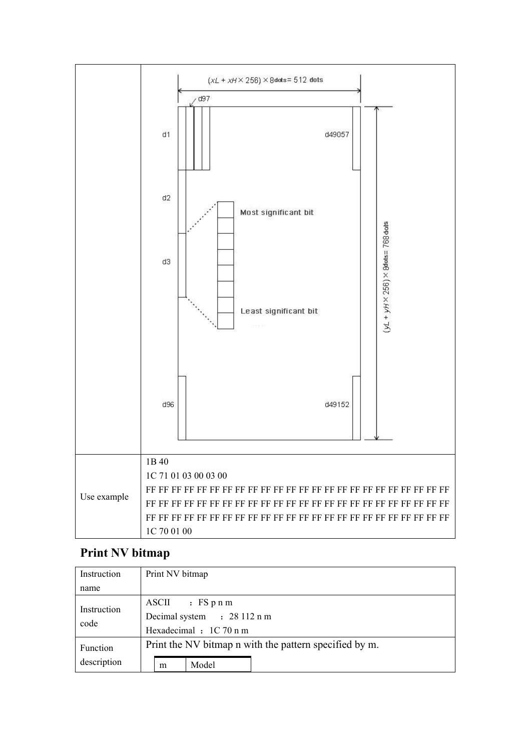| | |
|---|---|
| | $(xL + xH \times 256) \times 8$ dots = 512 dots<br>d97<br>d1 d49057<br>d2<br>Most significant bit<br>d3<br>Least significant bit<br>d96 d49152<br>$(yL + yH \times 256) \times 8$ dots = 768 dots |
| Use example | 1B 40<br>1C 71 01 03 00 03 00<br>FF FF FF FF FF FF FF FF FF FF FF FF FF FF FF FF FF FF FF FF FF FF FF FF<br>FF FF FF FF FF FF FF FF FF FF FF FF FF FF FF FF FF FF FF FF FF FF FF FF<br>FF FF FF FF FF FF FF FF FF FF FF FF FF FF FF FF FF FF FF FF FF FF FF FF<br>1C 70 01 00 |

## Print NV bitmap

| | |
|---|---|
| Instruction name | Print NV bitmap |
| Instruction code | ASCII ：FS p n m<br>Decimal system ：28 112 n m<br>Hexadecimal ：1C 70 n m |
| Function description | Print the NV bitmap n with the pattern specified by m.<br><br>m \| Model |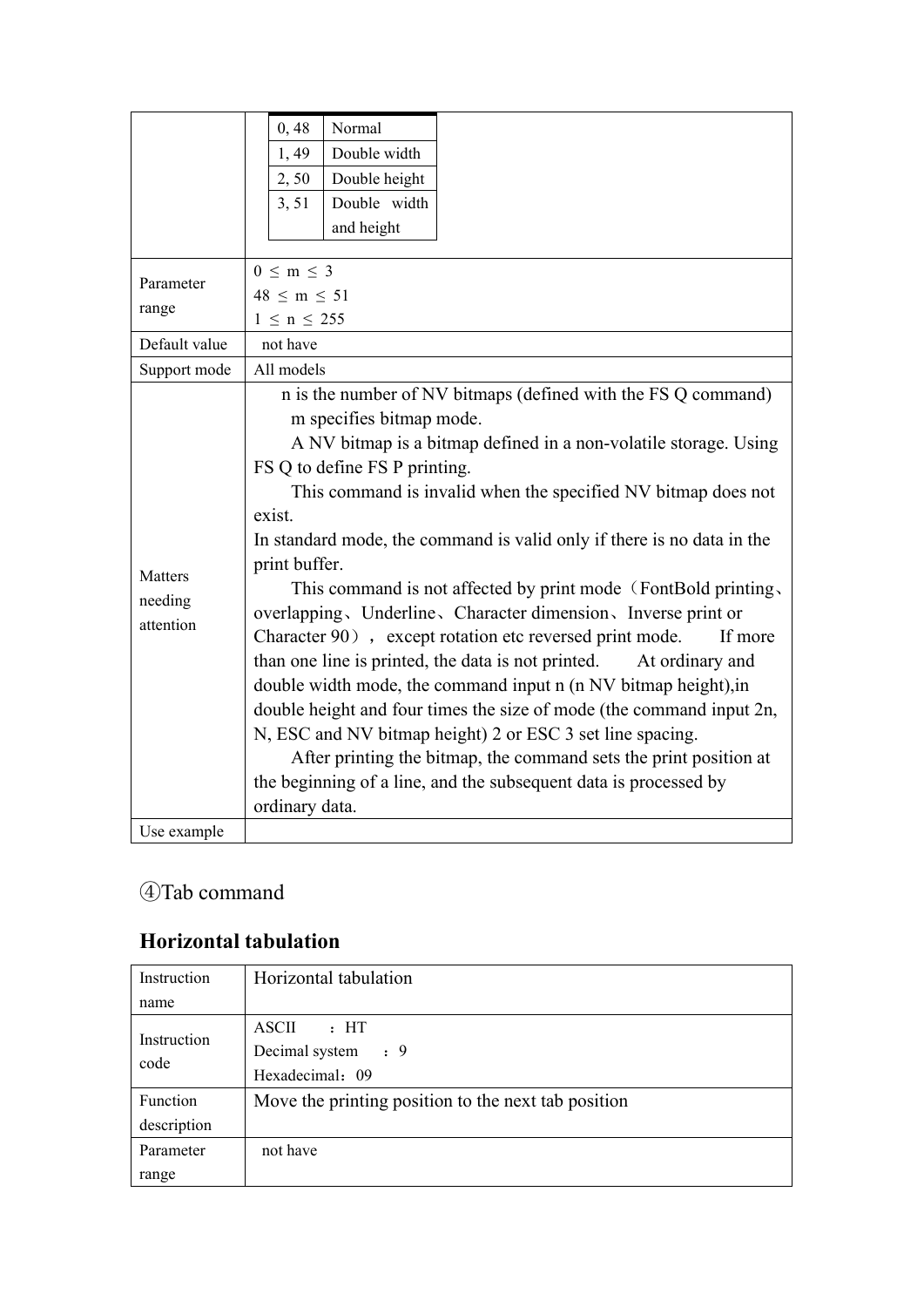| | | |
|---|---|---|
| | 0, 48 | Normal |
| | 1, 49 | Double width |
| | 2, 50 | Double height |
| | 3, 51 | Double width and height |

| | |
|---|---|
| Parameter range | 0 ≤ m ≤ 3<br>48 ≤ m ≤ 51<br>1 ≤ n ≤ 255 |
| Default value | not have |
| Support mode | All models |
| Matters needing attention | n is the number of NV bitmaps (defined with the FS Q command)<br>m specifies bitmap mode.<br>A NV bitmap is a bitmap defined in a non-volatile storage. Using FS Q to define FS P printing.<br>This command is invalid when the specified NV bitmap does not exist.<br>In standard mode, the command is valid only if there is no data in the print buffer.<br>This command is not affected by print mode（FontBold printing、overlapping、Underline、Character dimension、Inverse print or Character 90），except rotation etc reversed print mode. If more than one line is printed, the data is not printed. At ordinary and double width mode, the command input n (n NV bitmap height),in double height and four times the size of mode (the command input 2n, N, ESC and NV bitmap height) 2 or ESC 3 set line spacing.<br>After printing the bitmap, the command sets the print position at the beginning of a line, and the subsequent data is processed by ordinary data. |
| Use example | |

④Tab command

## Horizontal tabulation

| | |
|---|---|
| Instruction name | Horizontal tabulation |
| Instruction code | ASCII ：HT<br>Decimal system ：9<br>Hexadecimal：09 |
| Function description | Move the printing position to the next tab position |
| Parameter range | not have |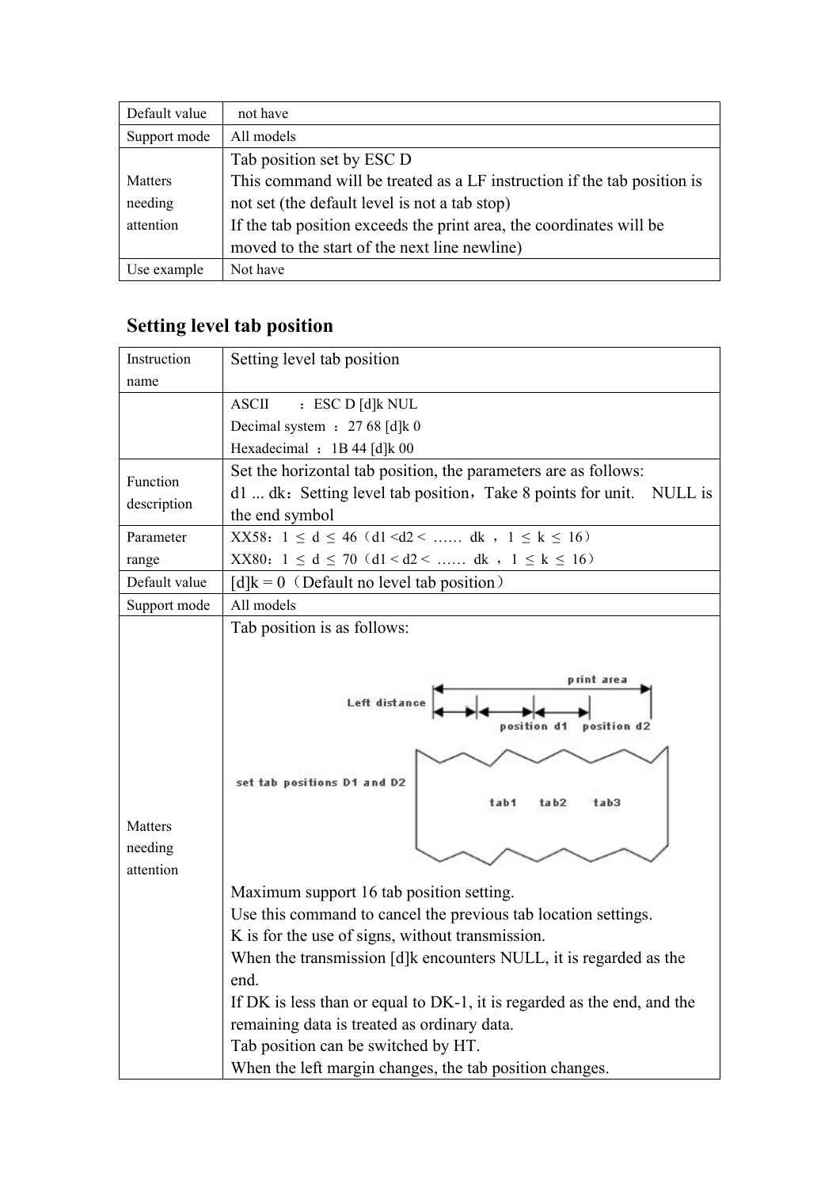| Default value | not have |
|---|---|
| Support mode | All models |
| Matters needing attention | Tab position set by ESC D<br>This command will be treated as a LF instruction if the tab position is not set (the default level is not a tab stop)<br>If the tab position exceeds the print area, the coordinates will be moved to the start of the next line newline) |
| Use example | Not have |

## Setting level tab position

| Instruction name | Setting level tab position |
|---|---|
| | ASCII ：ESC D [d]k NUL<br>Decimal system ：27 68 [d]k 0<br>Hexadecimal ：1B 44 [d]k 00 |
| Function description | Set the horizontal tab position, the parameters are as follows:<br>d1 ... dk：Setting level tab position，Take 8 points for unit. NULL is the end symbol |
| Parameter range | XX58：1 ≤ d ≤ 46（d1 <d2 < …… dk ，1 ≤ k ≤ 16）<br>XX80：1 ≤ d ≤ 70（d1 < d2 < …… dk ，1 ≤ k ≤ 16） |
| Default value | [d]k = 0（Default no level tab position） |
| Support mode | All models |
| Matters needing attention | Tab position is as follows:<br>print area<br>Left distance position d1 position d2<br>set tab positions D1 and D2<br>tab1 tab2 tab3<br>Maximum support 16 tab position setting.<br>Use this command to cancel the previous tab location settings.<br>K is for the use of signs, without transmission.<br>When the transmission [d]k encounters NULL, it is regarded as the end.<br>If DK is less than or equal to DK-1, it is regarded as the end, and the remaining data is treated as ordinary data.<br>Tab position can be switched by HT.<br>When the left margin changes, the tab position changes. |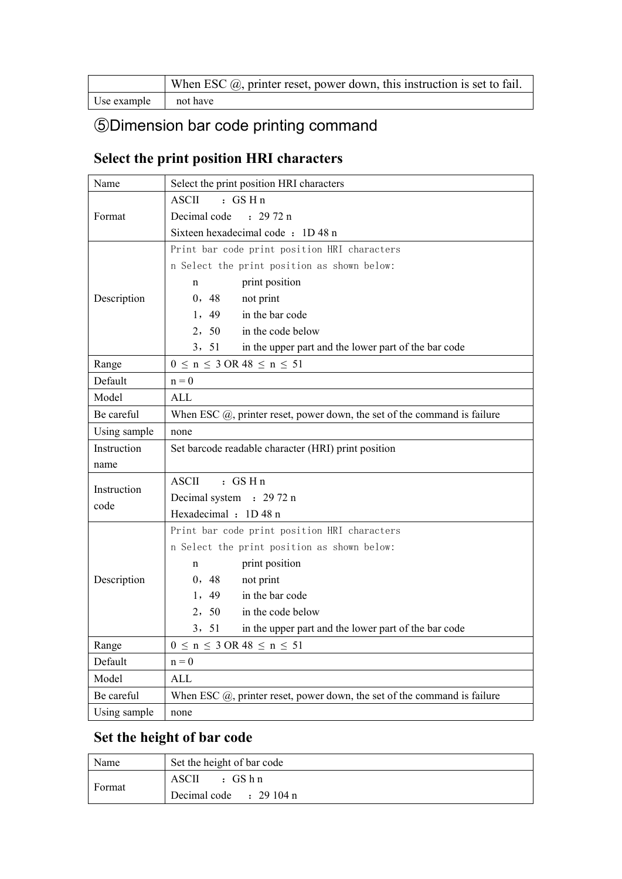|  | When ESC @, printer reset, power down, this instruction is set to fail. |
| --- | --- |
| Use example | not have |

## ⑤Dimension bar code printing command

### Select the print position HRI characters

| Name | Select the print position HRI characters |
| --- | --- |
| Format | ASCII ：GS H n<br>Decimal code ：29 72 n<br>Sixteen hexadecimal code ：1D 48 n |
| Description | Print bar code print position HRI characters<br>n Select the print position as shown below:<br>n print position<br>0，48 not print<br>1，49 in the bar code<br>2，50 in the code below<br>3，51 in the upper part and the lower part of the bar code |
| Range | 0 ≤ n ≤ 3 OR 48 ≤ n ≤ 51 |
| Default | n = 0 |
| Model | ALL |
| Be careful | When ESC @, printer reset, power down, the set of the command is failure |
| Using sample | none |
| Instruction name | Set barcode readable character (HRI) print position |
| Instruction code | ASCII ：GS H n<br>Decimal system ：29 72 n<br>Hexadecimal ：1D 48 n |
| Description | Print bar code print position HRI characters<br>n Select the print position as shown below:<br>n print position<br>0，48 not print<br>1，49 in the bar code<br>2，50 in the code below<br>3，51 in the upper part and the lower part of the bar code |
| Range | 0 ≤ n ≤ 3 OR 48 ≤ n ≤ 51 |
| Default | n = 0 |
| Model | ALL |
| Be careful | When ESC @, printer reset, power down, the set of the command is failure |
| Using sample | none |

### Set the height of bar code

| Name | Set the height of bar code |
| --- | --- |
| Format | ASCII ：GS h n<br>Decimal code ：29 104 n |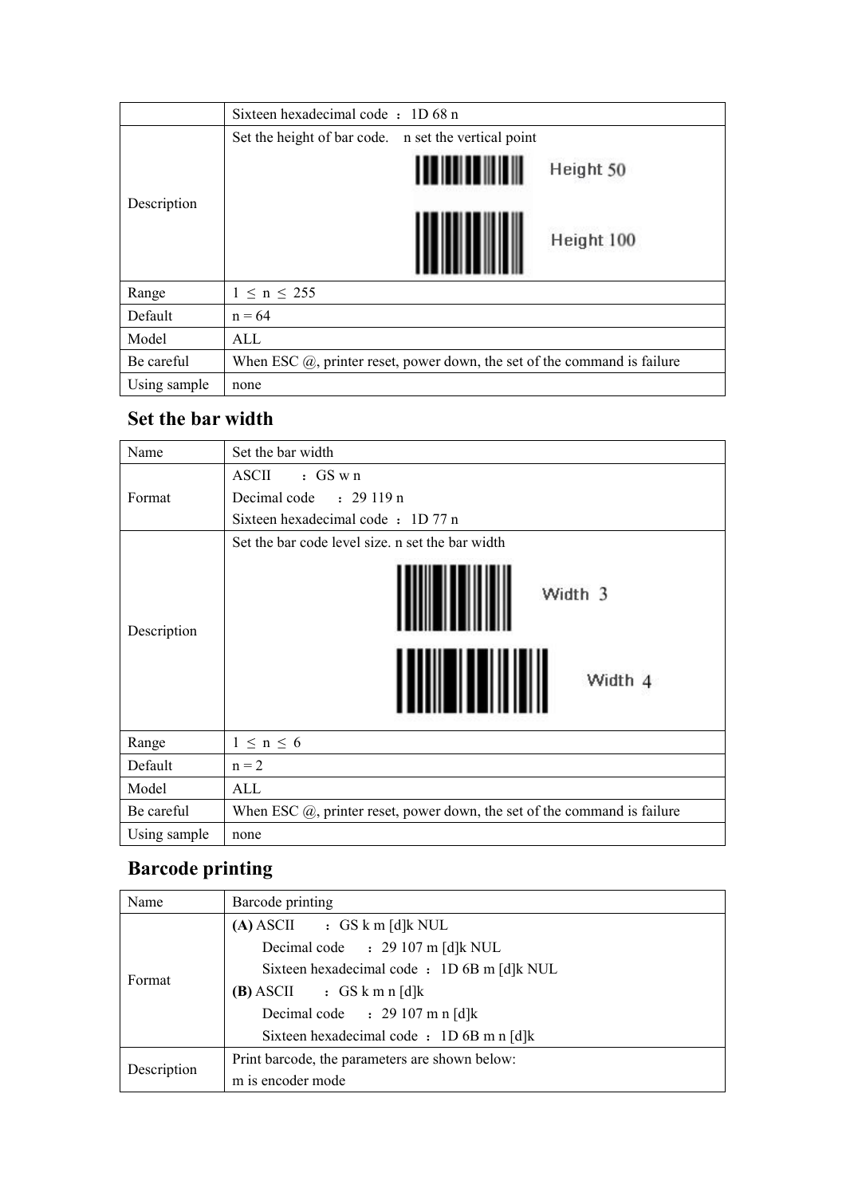| | Sixteen hexadecimal code ： 1D 68 n |
|---|---|
| Description | Set the height of bar code.    n set the vertical point |
| Range | 1 ≤ n ≤ 255 |
| Default | n = 64 |
| Model | ALL |
| Be careful | When ESC @, printer reset, power down, the set of the command is failure |
| Using sample | none |

## Set the bar width

| Name | Set the bar width |
|---|---|
| Format | ASCII ： GS w n<br>Decimal code ： 29 119 n<br>Sixteen hexadecimal code ： 1D 77 n |
| Description | Set the bar code level size. n set the bar width |
| Range | 1 ≤ n ≤ 6 |
| Default | n = 2 |
| Model | ALL |
| Be careful | When ESC @, printer reset, power down, the set of the command is failure |
| Using sample | none |

## Barcode printing

| Name | Barcode printing |
|---|---|
| Format | **(A)** ASCII ： GS k m [d]k NUL<br>Decimal code ： 29 107 m [d]k NUL<br>Sixteen hexadecimal code ： 1D 6B m [d]k NUL<br>**(B)** ASCII ： GS k m n [d]k<br>Decimal code ： 29 107 m n [d]k<br>Sixteen hexadecimal code ： 1D 6B m n [d]k |
| Description | Print barcode, the parameters are shown below:<br>m is encoder mode |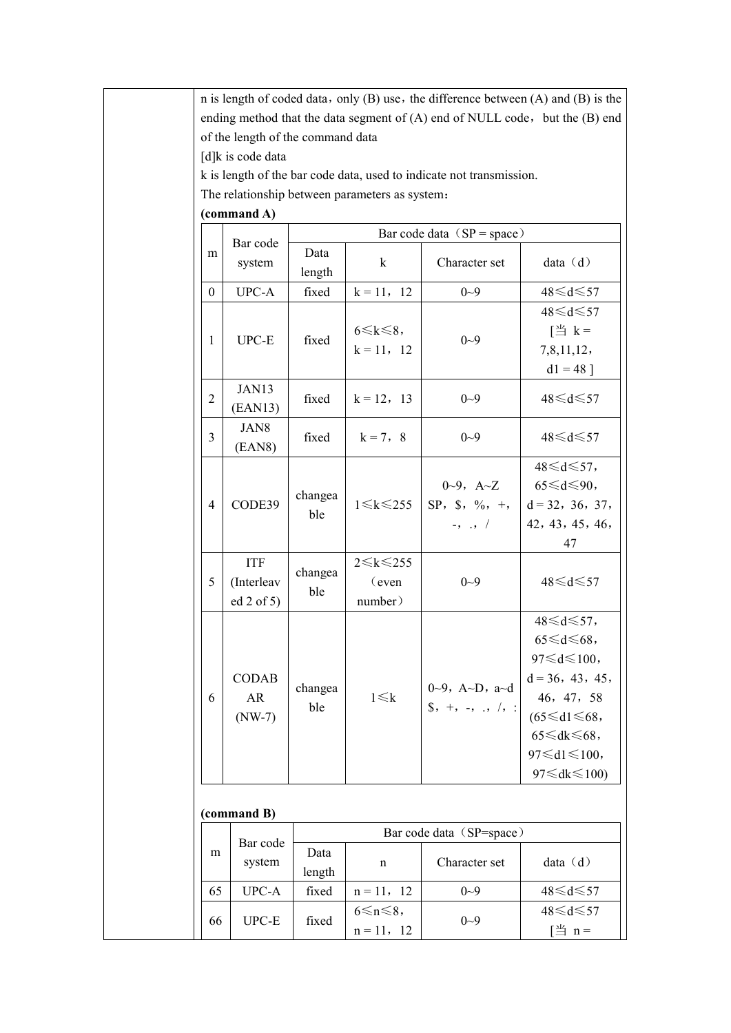n is length of coded data，only (B) use，the difference between (A) and (B) is the ending method that the data segment of (A) end of NULL code，but the (B) end of the length of the command data

[d]k is code data

k is length of the bar code data, used to indicate not transmission.

The relationship between parameters as system：

**(command A)**

| m | Bar code system | Bar code data（SP = space） | | | |
|---|---|---|---|---|---|
| | | Data length | k | Character set | data（d） |
| 0 | UPC-A | fixed | k = 11，12 | 0~9 | 48≤d≤57 |
| 1 | UPC-E | fixed | 6≤k≤8，k = 11，12 | 0~9 | 48≤d≤57 [当 k = 7,8,11,12，d1 = 48 ] |
| 2 | JAN13 (EAN13) | fixed | k = 12，13 | 0~9 | 48≤d≤57 |
| 3 | JAN8 (EAN8) | fixed | k = 7，8 | 0~9 | 48≤d≤57 |
| 4 | CODE39 | changeable | 1≤k≤255 | 0~9，A~Z SP，$，%，+，-，.，/ | 48≤d≤57，65≤d≤90，d = 32，36，37，42，43，45，46，47 |
| 5 | ITF (Interleaved 2 of 5) | changeable | 2≤k≤255（even number） | 0~9 | 48≤d≤57 |
| 6 | CODABAR (NW-7) | changeable | 1≤k | 0~9，A~D，a~d $，+，-，.，/，: | 48≤d≤57，65≤d≤68，97≤d≤100，d = 36，43，45，46，47，58 (65≤d1≤68，65≤dk≤68，97≤d1≤100，97≤dk≤100) |

**(command B)**

| m | Bar code system | Bar code data（SP=space） | | | |
|---|---|---|---|---|---|
| | | Data length | n | Character set | data（d） |
| 65 | UPC-A | fixed | n = 11，12 | 0~9 | 48≤d≤57 |
| 66 | UPC-E | fixed | 6≤n≤8，n = 11，12 | 0~9 | 48≤d≤57 [当 n = |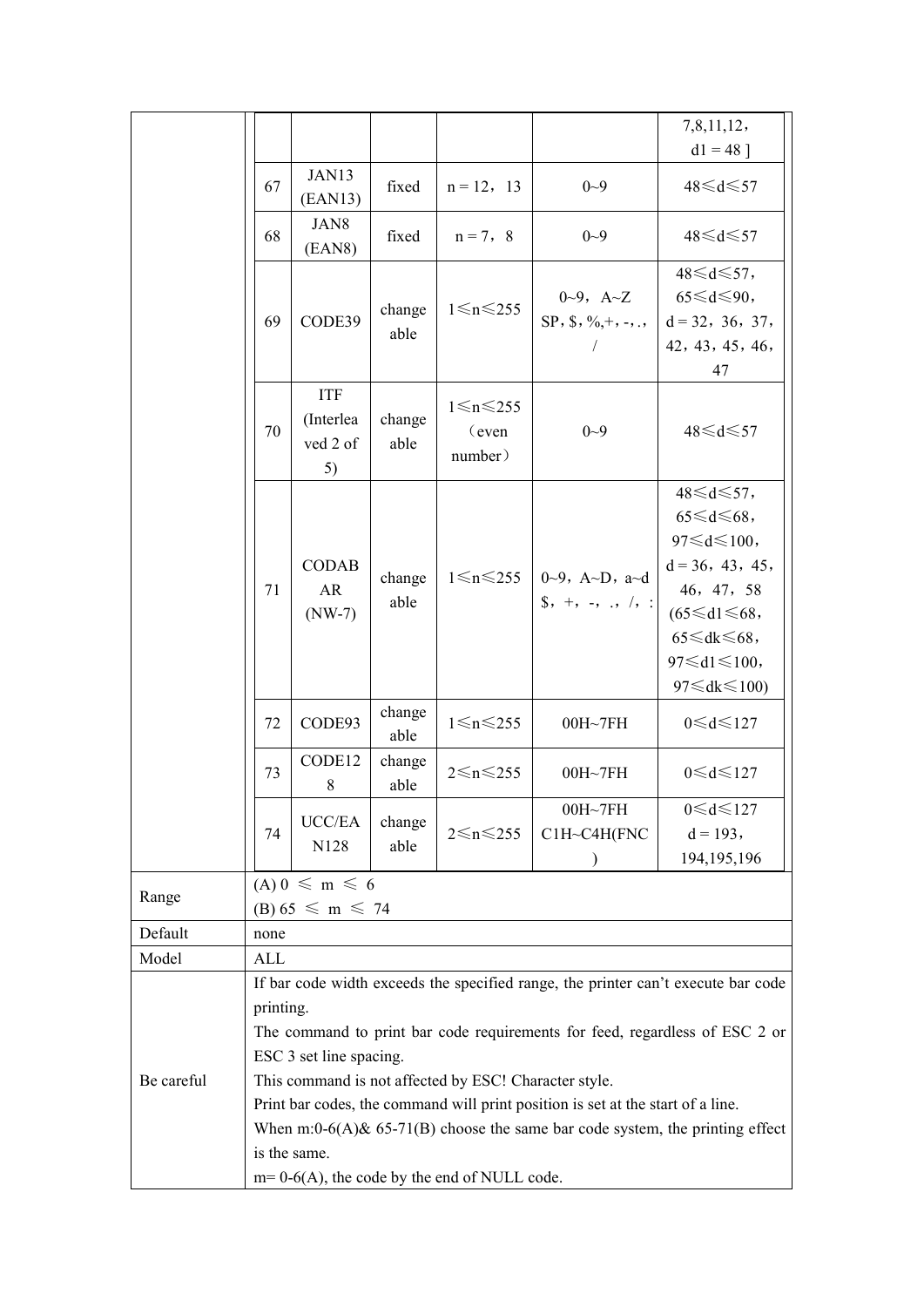| | | | | | |
|---|---|---|---|---|---|
| | | | | | 7,8,11,12，d1 = 48 ] |
| 67 | JAN13 (EAN13) | fixed | n = 12，13 | 0~9 | 48≤d≤57 |
| 68 | JAN8 (EAN8) | fixed | n = 7，8 | 0~9 | 48≤d≤57 |
| 69 | CODE39 | changeable | 1≤n≤255 | 0~9，A~Z SP，$，%,+，-，.，/ | 48≤d≤57，65≤d≤90，d = 32，36，37，42，43，45，46，47 |
| 70 | ITF (Interleaved 2 of 5) | changeable | 1≤n≤255（even number） | 0~9 | 48≤d≤57 |
| 71 | CODABAR (NW-7) | changeable | 1≤n≤255 | 0~9，A~D，a~d $，+，-，.，/，: | 48≤d≤57，65≤d≤68，97≤d≤100，d = 36，43，45，46，47，58 (65≤d1≤68，65≤dk≤68，97≤d1≤100，97≤dk≤100) |
| 72 | CODE93 | changeable | 1≤n≤255 | 00H~7FH | 0≤d≤127 |
| 73 | CODE128 | changeable | 2≤n≤255 | 00H~7FH | 0≤d≤127 |
| 74 | UCC/EAN128 | changeable | 2≤n≤255 | 00H~7FH C1H~C4H(FNC) | 0≤d≤127 d = 193，194,195,196 |

| | |
|---|---|
| Range | (A) 0 ≤ m ≤ 6<br>(B) 65 ≤ m ≤ 74 |
| Default | none |
| Model | ALL |
| Be careful | If bar code width exceeds the specified range, the printer can't execute bar code printing.<br>The command to print bar code requirements for feed, regardless of ESC 2 or ESC 3 set line spacing.<br>This command is not affected by ESC! Character style.<br>Print bar codes, the command will print position is set at the start of a line.<br>When m:0-6(A)& 65-71(B) choose the same bar code system, the printing effect is the same.<br>m= 0-6(A), the code by the end of NULL code. |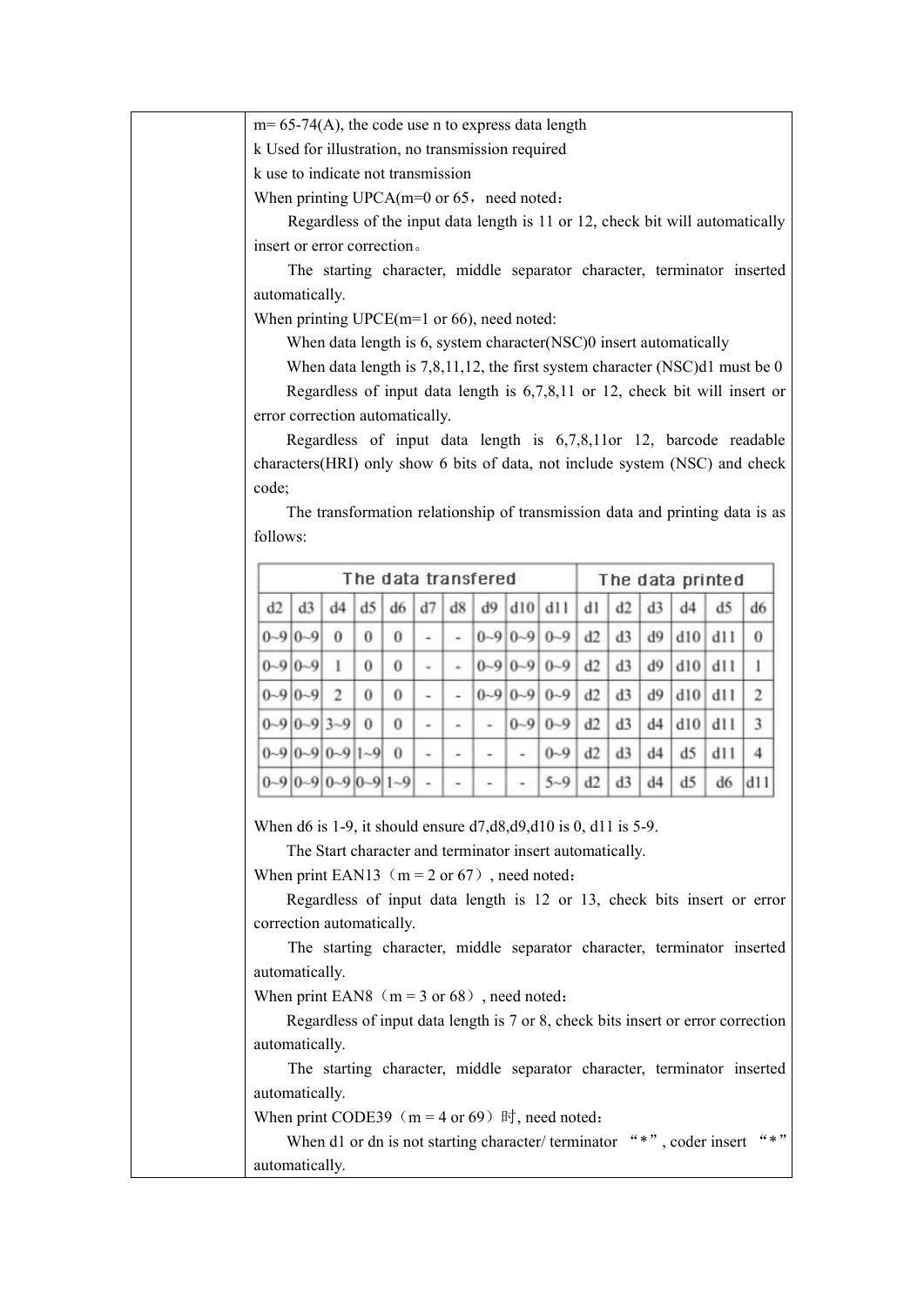m= 65-74(A), the code use n to express data length

k Used for illustration, no transmission required

k use to indicate not transmission

When printing UPCA(m=0 or 65，need noted：

Regardless of the input data length is 11 or 12, check bit will automatically insert or error correction。

The starting character, middle separator character, terminator inserted automatically.

When printing UPCE(m=1 or 66), need noted:

When data length is 6, system character(NSC)0 insert automatically

When data length is 7,8,11,12, the first system character (NSC)d1 must be 0

Regardless of input data length is 6,7,8,11 or 12, check bit will insert or error correction automatically.

Regardless of input data length is 6,7,8,11or 12, barcode readable characters(HRI) only show 6 bits of data, not include system (NSC) and check code;

The transformation relationship of transmission data and printing data is as follows:

| The data transfered | | | | | | | | | | The data printed | | | | | |
|---|---|---|---|---|---|---|---|---|---|---|---|---|---|---|---|
| d2 | d3 | d4 | d5 | d6 | d7 | d8 | d9 | d10 | d11 | d1 | d2 | d3 | d4 | d5 | d6 |
| 0~9 | 0~9 | 0 | 0 | 0 | - | - | 0~9 | 0~9 | 0~9 | d2 | d3 | d9 | d10 | d11 | 0 |
| 0~9 | 0~9 | 1 | 0 | 0 | - | - | 0~9 | 0~9 | 0~9 | d2 | d3 | d9 | d10 | d11 | 1 |
| 0~9 | 0~9 | 2 | 0 | 0 | - | - | 0~9 | 0~9 | 0~9 | d2 | d3 | d9 | d10 | d11 | 2 |
| 0~9 | 0~9 | 3~9 | 0 | 0 | - | - | - | 0~9 | 0~9 | d2 | d3 | d4 | d10 | d11 | 3 |
| 0~9 | 0~9 | 0~9 | 1~9 | 0 | - | - | - | - | 0~9 | d2 | d3 | d4 | d5 | d11 | 4 |
| 0~9 | 0~9 | 0~9 | 0~9 | 1~9 | - | - | - | - | 5~9 | d2 | d3 | d4 | d5 | d6 | d11 |

When d6 is 1-9, it should ensure d7,d8,d9,d10 is 0, d11 is 5-9.

The Start character and terminator insert automatically.

When print EAN13（m = 2 or 67）, need noted：

Regardless of input data length is 12 or 13, check bits insert or error correction automatically.

The starting character, middle separator character, terminator inserted automatically.

When print EAN8（m = 3 or 68）, need noted：

Regardless of input data length is 7 or 8, check bits insert or error correction automatically.

The starting character, middle separator character, terminator inserted automatically.

When print CODE39（m = 4 or 69）时, need noted：

When d1 or dn is not starting character/ terminator “*”, coder insert “*” automatically.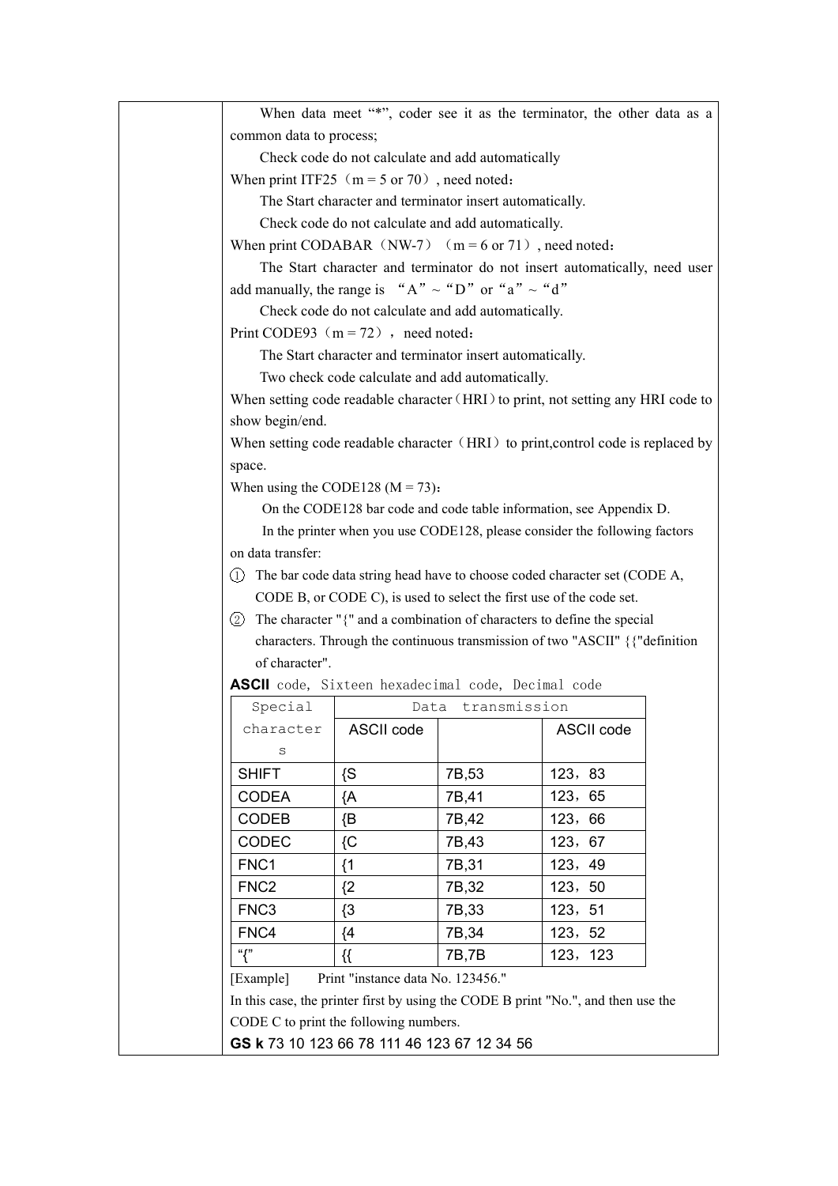When data meet "*", coder see it as the terminator, the other data as a common data to process;

Check code do not calculate and add automatically

When print ITF25（m = 5 or 70）, need noted：

The Start character and terminator insert automatically.

Check code do not calculate and add automatically.

When print CODABAR（NW-7）（m = 6 or 71）, need noted：

The Start character and terminator do not insert automatically, need user add manually, the range is "A" ~ "D" or "a" ~ "d"

Check code do not calculate and add automatically.

Print CODE93（m = 72），need noted：

The Start character and terminator insert automatically.

Two check code calculate and add automatically.

When setting code readable character（HRI）to print, not setting any HRI code to show begin/end.

When setting code readable character（HRI）to print,control code is replaced by space.

When using the CODE128 (M = 73)：

On the CODE128 bar code and code table information, see Appendix D.

In the printer when you use CODE128, please consider the following factors on data transfer:

① The bar code data string head have to choose coded character set (CODE A, CODE B, or CODE C), is used to select the first use of the code set.

② The character "{" and a combination of characters to define the special characters. Through the continuous transmission of two "ASCII" {{"definition of character".

**ASCII** code, Sixteen hexadecimal code, Decimal code

| Special characters | Data transmission | | |
|---|---|---|---|
| | ASCII code | | ASCII code |
| SHIFT | {S | 7B,53 | 123，83 |
| CODEA | {A | 7B,41 | 123，65 |
| CODEB | {B | 7B,42 | 123，66 |
| CODEC | {C | 7B,43 | 123，67 |
| FNC1 | {1 | 7B,31 | 123，49 |
| FNC2 | {2 | 7B,32 | 123，50 |
| FNC3 | {3 | 7B,33 | 123，51 |
| FNC4 | {4 | 7B,34 | 123，52 |
| "{" | {{ | 7B,7B | 123，123 |

[Example]　　Print "instance data No. 123456."

In this case, the printer first by using the CODE B print "No.", and then use the CODE C to print the following numbers.

**GS k** 73 10 123 66 78 111 46 123 67 12 34 56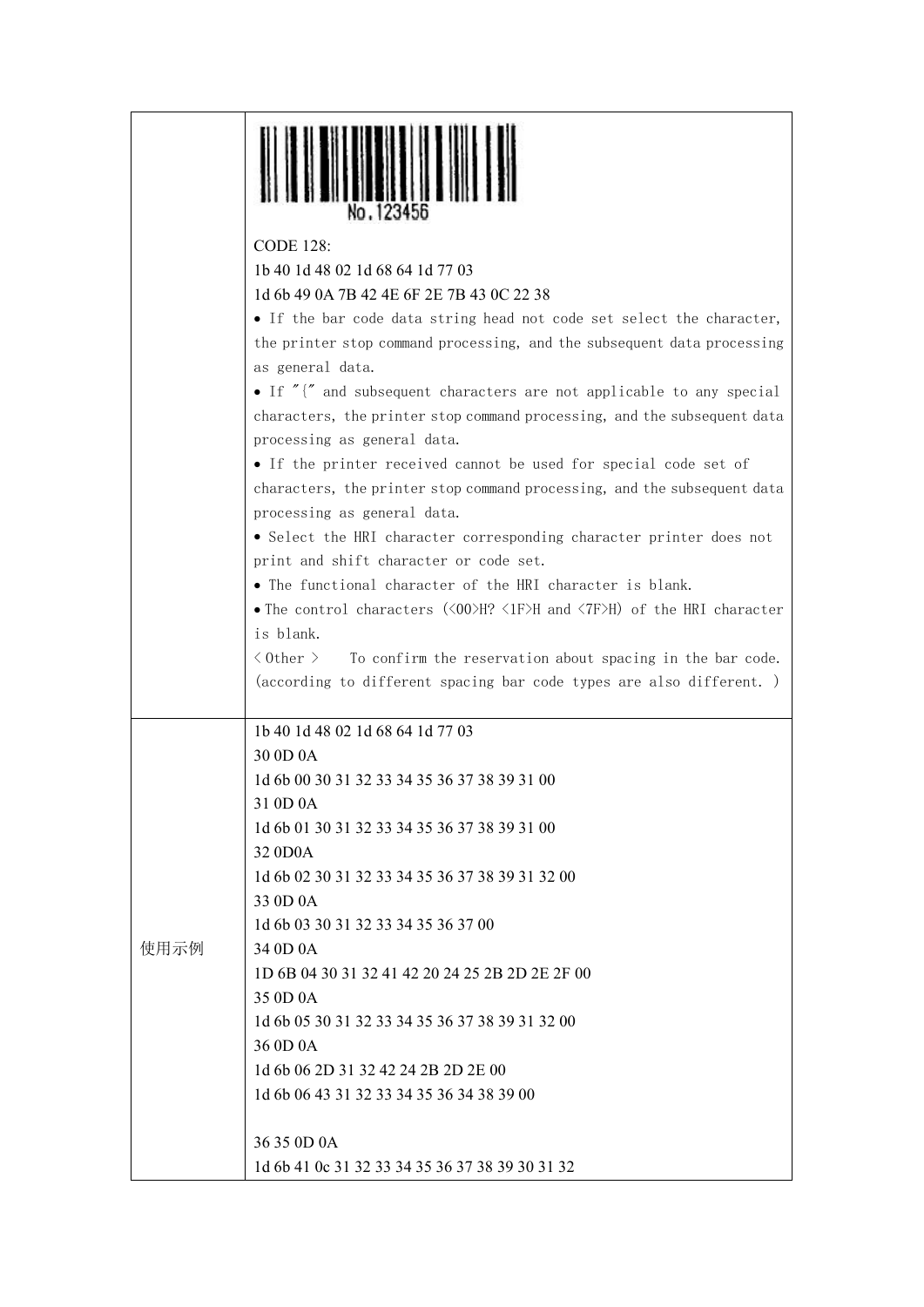|  |  |
|---|---|
|  | No.123456<br><br>CODE 128:<br>1b 40 1d 48 02 1d 68 64 1d 77 03<br>1d 6b 49 0A 7B 42 4E 6F 2E 7B 43 0C 22 38<br>• If the bar code data string head not code set select the character, the printer stop command processing, and the subsequent data processing as general data.<br>• If "{" and subsequent characters are not applicable to any special characters, the printer stop command processing, and the subsequent data processing as general data.<br>• If the printer received cannot be used for special code set of characters, the printer stop command processing, and the subsequent data processing as general data.<br>• Select the HRI character corresponding character printer does not print and shift character or code set.<br>• The functional character of the HRI character is blank.<br>• The control characters (<00>H? <1F>H and <7F>H) of the HRI character is blank.<br>< Other >   To confirm the reservation about spacing in the bar code. (according to different spacing bar code types are also different. ) |
| 使用示例 | 1b 40 1d 48 02 1d 68 64 1d 77 03<br>30 0D 0A<br>1d 6b 00 30 31 32 33 34 35 36 37 38 39 31 00<br>31 0D 0A<br>1d 6b 01 30 31 32 33 34 35 36 37 38 39 31 00<br>32 0D0A<br>1d 6b 02 30 31 32 33 34 35 36 37 38 39 31 32 00<br>33 0D 0A<br>1d 6b 03 30 31 32 33 34 35 36 37 00<br>34 0D 0A<br>1D 6B 04 30 31 32 41 42 20 24 25 2B 2D 2E 2F 00<br>35 0D 0A<br>1d 6b 05 30 31 32 33 34 35 36 37 38 39 31 32 00<br>36 0D 0A<br>1d 6b 06 2D 31 32 42 24 2B 2D 2E 00<br>1d 6b 06 43 31 32 33 34 35 36 34 38 39 00<br><br>36 35 0D 0A<br>1d 6b 41 0c 31 32 33 34 35 36 37 38 39 30 31 32 |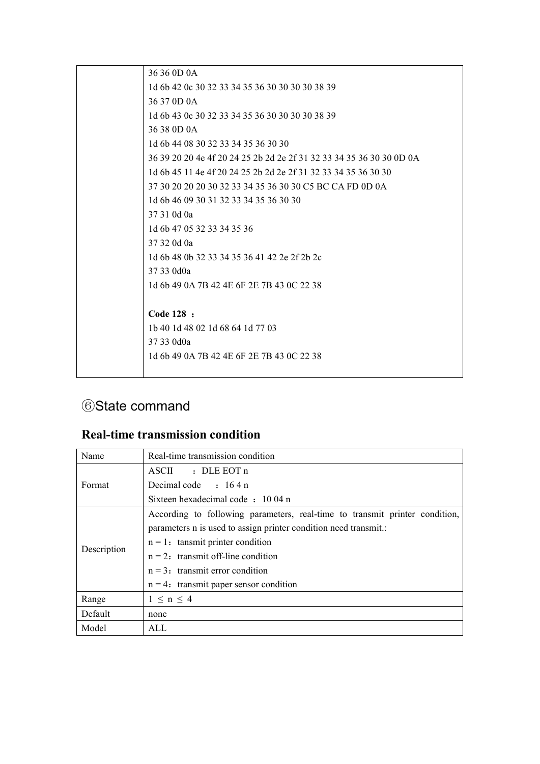| | 36 36 0D 0A<br>1d 6b 42 0c 30 32 33 34 35 36 30 30 30 30 38 39<br>36 37 0D 0A<br>1d 6b 43 0c 30 32 33 34 35 36 30 30 30 30 38 39<br>36 38 0D 0A<br>1d 6b 44 08 30 32 33 34 35 36 30 30<br>36 39 20 20 4e 4f 20 24 25 2b 2d 2e 2f 31 32 33 34 35 36 30 30 0D 0A<br>1d 6b 45 11 4e 4f 20 24 25 2b 2d 2e 2f 31 32 33 34 35 36 30 30<br>37 30 20 20 20 30 32 33 34 35 36 30 30 C5 BC CA FD 0D 0A<br>1d 6b 46 09 30 31 32 33 34 35 36 30 30<br>37 31 0d 0a<br>1d 6b 47 05 32 33 34 35 36<br>37 32 0d 0a<br>1d 6b 48 0b 32 33 34 35 36 41 42 2e 2f 2b 2c<br>37 33 0d0a<br>1d 6b 49 0A 7B 42 4E 6F 2E 7B 43 0C 22 38<br><br>**Code 128 ：**<br>1b 40 1d 48 02 1d 68 64 1d 77 03<br>37 33 0d0a<br>1d 6b 49 0A 7B 42 4E 6F 2E 7B 43 0C 22 38 |
|---|---|

## ⑥State command

### Real-time transmission condition

| Name | Real-time transmission condition |
|---|---|
| Format | ASCII ：DLE EOT n<br>Decimal code ：16 4 n<br>Sixteen hexadecimal code ：10 04 n |
| Description | According to following parameters, real-time to transmit printer condition, parameters n is used to assign printer condition need transmit.:<br>n = 1：tansmit printer condition<br>n = 2：transmit off-line condition<br>n = 3：transmit error condition<br>n = 4：transmit paper sensor condition |
| Range | 1 ≤ n ≤ 4 |
| Default | none |
| Model | ALL |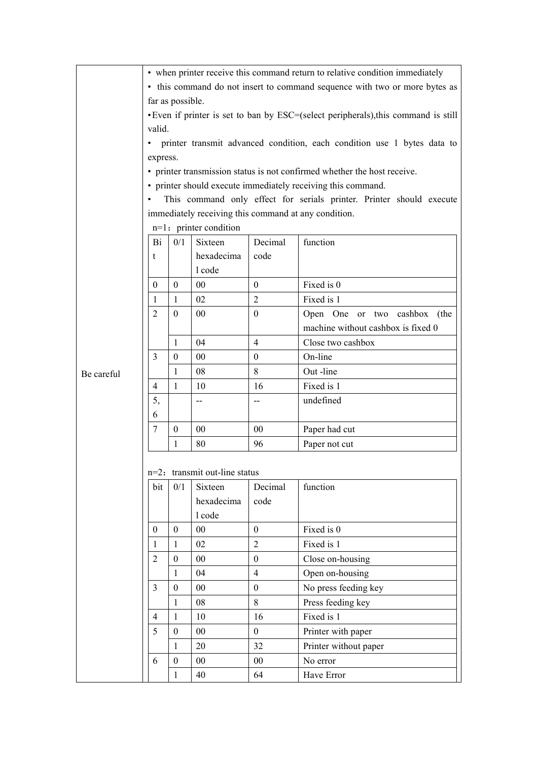**Be careful**

- when printer receive this command return to relative condition immediately
- this command do not insert to command sequence with two or more bytes as far as possible.
- Even if printer is set to ban by ESC=(select peripherals),this command is still valid.
- printer transmit advanced condition, each condition use 1 bytes data to express.
- printer transmission status is not confirmed whether the host receive.
- printer should execute immediately receiving this command.
- This command only effect for serials printer. Printer should execute immediately receiving this command at any condition.

n=1：printer condition

| Bit | 0/1 | Sixteen hexadecimal code | Decimal code | function |
|---|---|---|---|---|
| 0 | 0 | 00 | 0 | Fixed is 0 |
| 1 | 1 | 02 | 2 | Fixed is 1 |
| 2 | 0 | 00 | 0 | Open One or two cashbox (the machine without cashbox is fixed 0 |
| | 1 | 04 | 4 | Close two cashbox |
| 3 | 0 | 00 | 0 | On-line |
| | 1 | 08 | 8 | Out -line |
| 4 | 1 | 10 | 16 | Fixed is 1 |
| 5, 6 | | -- | -- | undefined |
| 7 | 0 | 00 | 00 | Paper had cut |
| | 1 | 80 | 96 | Paper not cut |

n=2：transmit out-line status

| bit | 0/1 | Sixteen hexadecimal code | Decimal code | function |
|---|---|---|---|---|
| 0 | 0 | 00 | 0 | Fixed is 0 |
| 1 | 1 | 02 | 2 | Fixed is 1 |
| 2 | 0 | 00 | 0 | Close on-housing |
| | 1 | 04 | 4 | Open on-housing |
| 3 | 0 | 00 | 0 | No press feeding key |
| | 1 | 08 | 8 | Press feeding key |
| 4 | 1 | 10 | 16 | Fixed is 1 |
| 5 | 0 | 00 | 0 | Printer with paper |
| | 1 | 20 | 32 | Printer without paper |
| 6 | 0 | 00 | 00 | No error |
| | 1 | 40 | 64 | Have Error |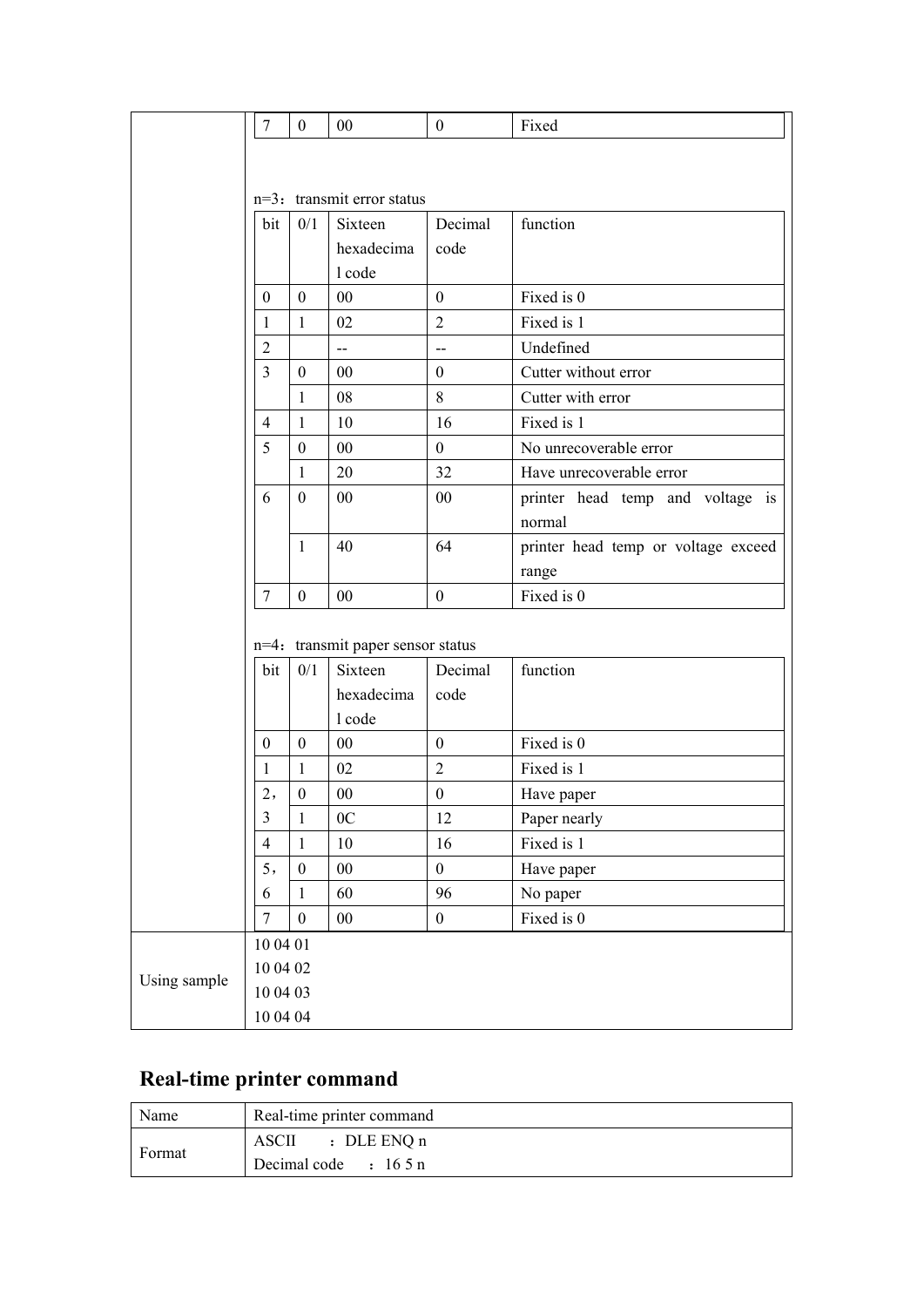| bit | 0/1 | Sixteen hexadecimal code | Decimal code | function |
|---|---|---|---|---|
| 7 | 0 | 00 | 0 | Fixed |

n=3：transmit error status

| bit | 0/1 | Sixteen hexadecimal code | Decimal code | function |
|---|---|---|---|---|
| 0 | 0 | 00 | 0 | Fixed is 0 |
| 1 | 1 | 02 | 2 | Fixed is 1 |
| 2 | | -- | -- | Undefined |
| 3 | 0 | 00 | 0 | Cutter without error |
| | 1 | 08 | 8 | Cutter with error |
| 4 | 1 | 10 | 16 | Fixed is 1 |
| 5 | 0 | 00 | 0 | No unrecoverable error |
| | 1 | 20 | 32 | Have unrecoverable error |
| 6 | 0 | 00 | 00 | printer head temp and voltage is normal |
| | 1 | 40 | 64 | printer head temp or voltage exceed range |
| 7 | 0 | 00 | 0 | Fixed is 0 |

n=4：transmit paper sensor status

| bit | 0/1 | Sixteen hexadecimal code | Decimal code | function |
|---|---|---|---|---|
| 0 | 0 | 00 | 0 | Fixed is 0 |
| 1 | 1 | 02 | 2 | Fixed is 1 |
| 2， | 0 | 00 | 0 | Have paper |
| 3 | 1 | 0C | 12 | Paper nearly |
| 4 | 1 | 10 | 16 | Fixed is 1 |
| 5， | 0 | 00 | 0 | Have paper |
| 6 | 1 | 60 | 96 | No paper |
| 7 | 0 | 00 | 0 | Fixed is 0 |

| Using sample | 10 04 01<br>10 04 02<br>10 04 03<br>10 04 04 |
|---|---|

## Real-time printer command

| Name | Real-time printer command |
|---|---|
| Format | ASCII ：DLE ENQ n<br>Decimal code ：16 5 n |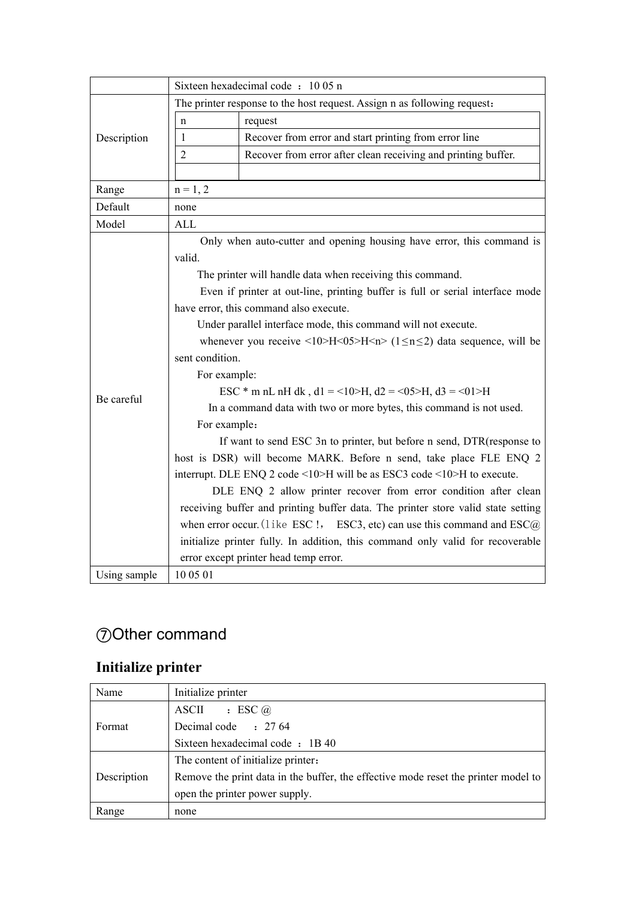| | Sixteen hexadecimal code ：10 05 n |
|---|---|
| Description | The printer response to the host request. Assign n as following request：<br><br>n \| request<br>1 \| Recover from error and start printing from error line<br>2 \| Recover from error after clean receiving and printing buffer. |
| Range | n = 1, 2 |
| Default | none |
| Model | ALL |
| Be careful | Only when auto-cutter and opening housing have error, this command is valid.<br>The printer will handle data when receiving this command.<br>Even if printer at out-line, printing buffer is full or serial interface mode have error, this command also execute.<br>Under parallel interface mode, this command will not execute.<br>whenever you receive <10>H<05>H<n> (1≤n≤2) data sequence, will be sent condition.<br>For example:<br>ESC * m nL nH dk , d1 = <10>H, d2 = <05>H, d3 = <01>H<br>In a command data with two or more bytes, this command is not used.<br>For example：<br>If want to send ESC 3n to printer, but before n send, DTR(response to host is DSR) will become MARK. Before n send, take place FLE ENQ 2 interrupt. DLE ENQ 2 code <10>H will be as ESC3 code <10>H to execute.<br>DLE ENQ 2 allow printer recover from error condition after clean receiving buffer and printing buffer data. The printer store valid state setting when error occur.(like ESC !， ESC3, etc) can use this command and ESC@ initialize printer fully. In addition, this command only valid for recoverable error except printer head temp error. |
| Using sample | 10 05 01 |

## ⑦Other command

### Initialize printer

| Name | Initialize printer |
|---|---|
| Format | ASCII ：ESC @<br>Decimal code ：27 64<br>Sixteen hexadecimal code ：1B 40 |
| Description | The content of initialize printer：<br>Remove the print data in the buffer, the effective mode reset the printer model to open the printer power supply. |
| Range | none |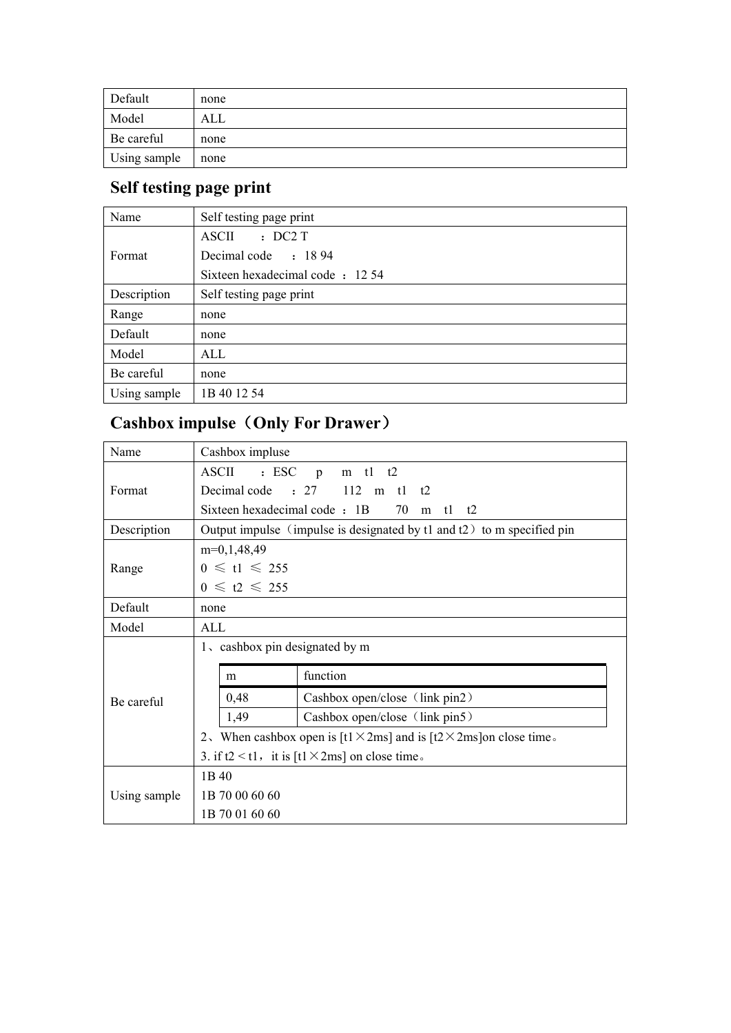| | |
|---|---|
| Default | none |
| Model | ALL |
| Be careful | none |
| Using sample | none |

## Self testing page print

| | |
|---|---|
| Name | Self testing page print |
| Format | ASCII ：DC2 T<br>Decimal code ：18 94<br>Sixteen hexadecimal code ：12 54 |
| Description | Self testing page print |
| Range | none |
| Default | none |
| Model | ALL |
| Be careful | none |
| Using sample | 1B 40 12 54 |

## Cashbox impulse（Only For Drawer）

| | |
|---|---|
| Name | Cashbox impluse |
| Format | ASCII ：ESC p m t1 t2<br>Decimal code ：27 112 m t1 t2<br>Sixteen hexadecimal code ：1B 70 m t1 t2 |
| Description | Output impulse（impulse is designated by t1 and t2）to m specified pin |
| Range | m=0,1,48,49<br>0 ≤ t1 ≤ 255<br>0 ≤ t2 ≤ 255 |
| Default | none |
| Model | ALL |
| Be careful | 1、cashbox pin designated by m<br>m: 0,48 — function: Cashbox open/close（link pin2）<br>m: 1,49 — function: Cashbox open/close（link pin5）<br>2、When cashbox open is [t1×2ms] and is [t2×2ms]on close time。<br>3. if t2 < t1，it is [t1×2ms] on close time。 |
| Using sample | 1B 40<br>1B 70 00 60 60<br>1B 70 01 60 60 |